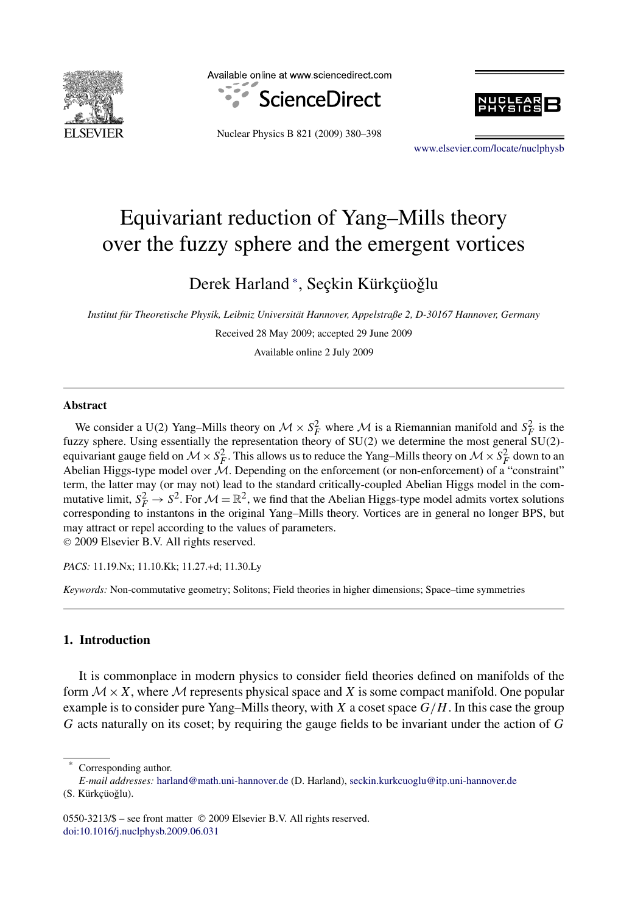# Equivariant reduction of Yang–Mills theory over the fuzzy sphere and the emergent vortices

Derek Harland [*], Seçkin Kürkçüoğlu

*Institut für Theoretische Physik, Leibniz Universität Hannover, Appelstraße 2, D-30167 Hannover, Germany*

Received 28 May 2009; accepted 29 June 2009

Available online 2 July 2009

---

### Abstract

We consider a U(2) Yang–Mills theory on $\mathcal{M} \times S_F^2$ where $\mathcal{M}$ is a Riemannian manifold and $S_F^2$ is the fuzzy sphere. Using essentially the representation theory of SU(2) we determine the most general SU(2)-equivariant gauge field on $\mathcal{M} \times S_F^2$. This allows us to reduce the Yang–Mills theory on $\mathcal{M} \times S_F^2$ down to an Abelian Higgs-type model over $\mathcal{M}$. Depending on the enforcement (or non-enforcement) of a "constraint" term, the latter may (or may not) lead to the standard critically-coupled Abelian Higgs model in the commutative limit, $S_F^2 \to S^2$. For $\mathcal{M} = \mathbb{R}^2$, we find that the Abelian Higgs-type model admits vortex solutions corresponding to instantons in the original Yang–Mills theory. Vortices are in general no longer BPS, but may attract or repel according to the values of parameters.

© 2009 Elsevier B.V. All rights reserved.

*PACS:* 11.19.Nx; 11.10.Kk; 11.27.+d; 11.30.Ly

*Keywords:* Non-commutative geometry; Solitons; Field theories in higher dimensions; Space–time symmetries

---

## 1. Introduction

It is commonplace in modern physics to consider field theories defined on manifolds of the form $\mathcal{M} \times X$, where $\mathcal{M}$ represents physical space and $X$ is some compact manifold. One popular example is to consider pure Yang–Mills theory, with $X$ a coset space $G/H$. In this case the group $G$ acts naturally on its coset; by requiring the gauge fields to be invariant under the action of $G$

---

[*] Corresponding author.

*E-mail addresses:* harland@math.uni-hannover.de (D. Harland), seckin.kurkcuoglu@itp.uni-hannover.de (S. Kürkçüoğlu).

0550-3213/$ – see front matter © 2009 Elsevier B.V. All rights reserved.
doi:10.1016/j.nuclphysb.2009.06.031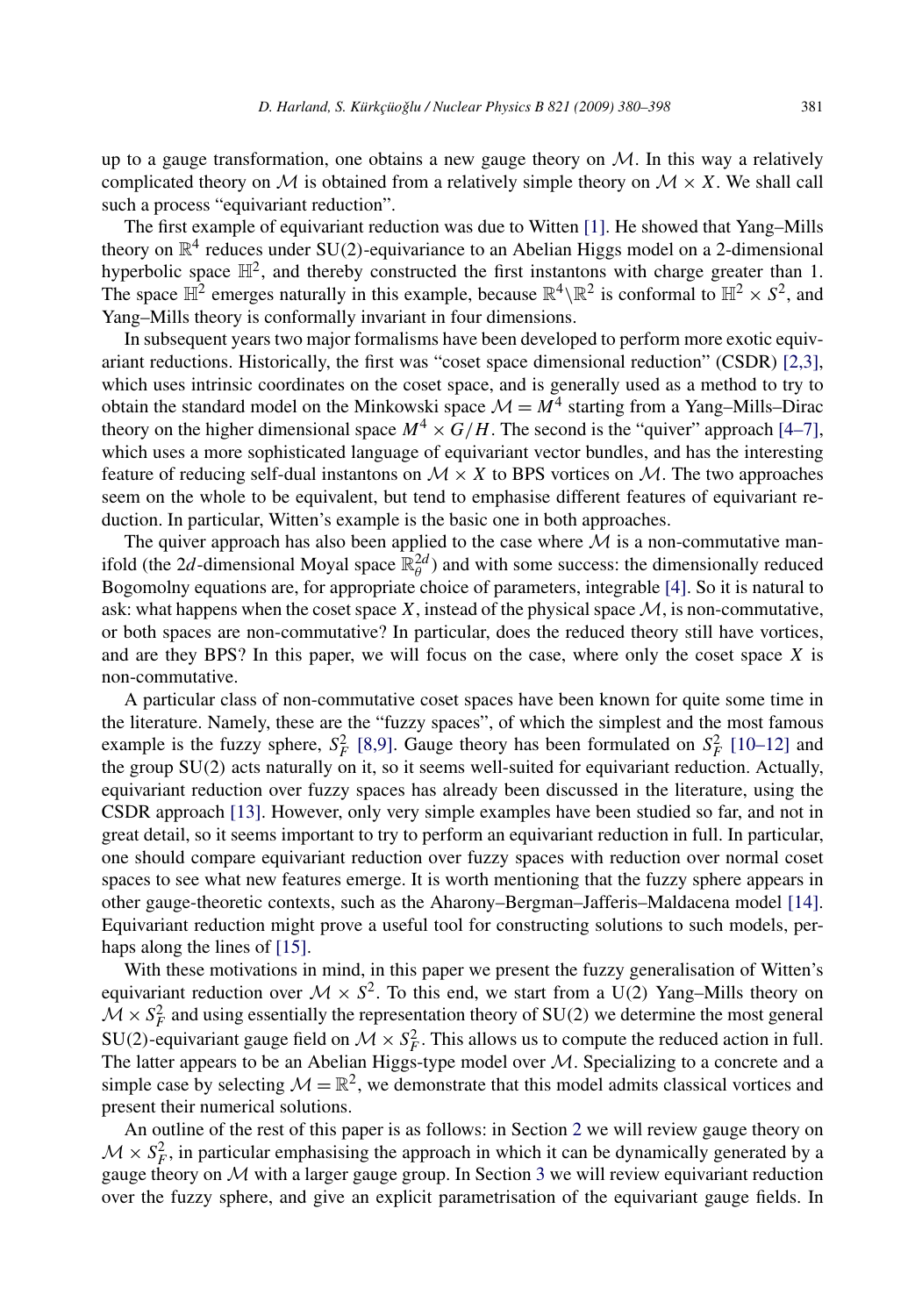up to a gauge transformation, one obtains a new gauge theory on $\mathcal{M}$. In this way a relatively complicated theory on $\mathcal{M}$ is obtained from a relatively simple theory on $\mathcal{M} \times X$. We shall call such a process "equivariant reduction".

The first example of equivariant reduction was due to Witten [1]. He showed that Yang–Mills theory on $\mathbb{R}^4$ reduces under SU(2)-equivariance to an Abelian Higgs model on a 2-dimensional hyperbolic space $\mathbb{H}^2$, and thereby constructed the first instantons with charge greater than 1. The space $\mathbb{H}^2$ emerges naturally in this example, because $\mathbb{R}^4 \backslash \mathbb{R}^2$ is conformal to $\mathbb{H}^2 \times S^2$, and Yang–Mills theory is conformally invariant in four dimensions.

In subsequent years two major formalisms have been developed to perform more exotic equivariant reductions. Historically, the first was "coset space dimensional reduction" (CSDR) [2,3], which uses intrinsic coordinates on the coset space, and is generally used as a method to try to obtain the standard model on the Minkowski space $\mathcal{M} = M^4$ starting from a Yang–Mills–Dirac theory on the higher dimensional space $M^4 \times G/H$. The second is the "quiver" approach [4–7], which uses a more sophisticated language of equivariant vector bundles, and has the interesting feature of reducing self-dual instantons on $\mathcal{M} \times X$ to BPS vortices on $\mathcal{M}$. The two approaches seem on the whole to be equivalent, but tend to emphasise different features of equivariant reduction. In particular, Witten's example is the basic one in both approaches.

The quiver approach has also been applied to the case where $\mathcal{M}$ is a non-commutative manifold (the $2d$-dimensional Moyal space $\mathbb{R}^{2d}_\theta$) and with some success: the dimensionally reduced Bogomolny equations are, for appropriate choice of parameters, integrable [4]. So it is natural to ask: what happens when the coset space $X$, instead of the physical space $\mathcal{M}$, is non-commutative, or both spaces are non-commutative? In particular, does the reduced theory still have vortices, and are they BPS? In this paper, we will focus on the case, where only the coset space $X$ is non-commutative.

A particular class of non-commutative coset spaces have been known for quite some time in the literature. Namely, these are the "fuzzy spaces", of which the simplest and the most famous example is the fuzzy sphere, $S_F^2$ [8,9]. Gauge theory has been formulated on $S_F^2$ [10–12] and the group SU(2) acts naturally on it, so it seems well-suited for equivariant reduction. Actually, equivariant reduction over fuzzy spaces has already been discussed in the literature, using the CSDR approach [13]. However, only very simple examples have been studied so far, and not in great detail, so it seems important to try to perform an equivariant reduction in full. In particular, one should compare equivariant reduction over fuzzy spaces with reduction over normal coset spaces to see what new features emerge. It is worth mentioning that the fuzzy sphere appears in other gauge-theoretic contexts, such as the Aharony–Bergman–Jafferis–Maldacena model [14]. Equivariant reduction might prove a useful tool for constructing solutions to such models, perhaps along the lines of [15].

With these motivations in mind, in this paper we present the fuzzy generalisation of Witten's equivariant reduction over $\mathcal{M} \times S^2$. To this end, we start from a U(2) Yang–Mills theory on $\mathcal{M} \times S_F^2$ and using essentially the representation theory of SU(2) we determine the most general SU(2)-equivariant gauge field on $\mathcal{M} \times S_F^2$. This allows us to compute the reduced action in full. The latter appears to be an Abelian Higgs-type model over $\mathcal{M}$. Specializing to a concrete and a simple case by selecting $\mathcal{M} = \mathbb{R}^2$, we demonstrate that this model admits classical vortices and present their numerical solutions.

An outline of the rest of this paper is as follows: in Section 2 we will review gauge theory on $\mathcal{M} \times S_F^2$, in particular emphasising the approach in which it can be dynamically generated by a gauge theory on $\mathcal{M}$ with a larger gauge group. In Section 3 we will review equivariant reduction over the fuzzy sphere, and give an explicit parametrisation of the equivariant gauge fields. In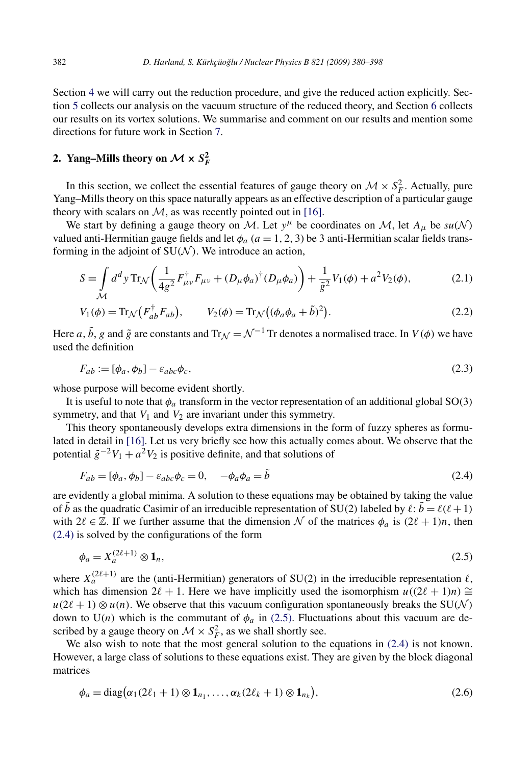Section 4 we will carry out the reduction procedure, and give the reduced action explicitly. Section 5 collects our analysis on the vacuum structure of the reduced theory, and Section 6 collects our results on its vortex solutions. We summarise and comment on our results and mention some directions for future work in Section 7.

## 2. Yang–Mills theory on $\mathcal{M} \times S_F^2$

In this section, we collect the essential features of gauge theory on $\mathcal{M} \times S_F^2$. Actually, pure Yang–Mills theory on this space naturally appears as an effective description of a particular gauge theory with scalars on $\mathcal{M}$, as was recently pointed out in [16].

We start by defining a gauge theory on $\mathcal{M}$. Let $y^\mu$ be coordinates on $\mathcal{M}$, let $A_\mu$ be $su(\mathcal{N})$ valued anti-Hermitian gauge fields and let $\phi_a$ ($a = 1, 2, 3$) be 3 anti-Hermitian scalar fields transforming in the adjoint of $\mathrm{SU}(\mathcal{N})$. We introduce an action,

$$S = \int\limits_{\mathcal{M}} d^d y \, \mathrm{Tr}_{\mathcal{N}} \left( \frac{1}{4g^2} F_{\mu\nu}^\dagger F_{\mu\nu} + (D_\mu \phi_a)^\dagger (D_\mu \phi_a) \right) + \frac{1}{\tilde{g}^2} V_1(\phi) + a^2 V_2(\phi), \tag{2.1}$$

$$V_1(\phi) = \mathrm{Tr}_{\mathcal{N}}\big(F_{ab}^\dagger F_{ab}\big), \qquad V_2(\phi) = \mathrm{Tr}_{\mathcal{N}}\big((\phi_a\phi_a + \tilde{b})^2\big). \tag{2.2}$$

Here $a$, $\tilde{b}$, $g$ and $\tilde{g}$ are constants and $\mathrm{Tr}_{\mathcal{N}} = \mathcal{N}^{-1}\,\mathrm{Tr}$ denotes a normalised trace. In $V(\phi)$ we have used the definition

$$F_{ab} := [\phi_a, \phi_b] - \varepsilon_{abc}\phi_c, \tag{2.3}$$

whose purpose will become evident shortly.

It is useful to note that $\phi_a$ transform in the vector representation of an additional global SO(3) symmetry, and that $V_1$ and $V_2$ are invariant under this symmetry.

This theory spontaneously develops extra dimensions in the form of fuzzy spheres as formulated in detail in [16]. Let us very briefly see how this actually comes about. We observe that the potential $\tilde{g}^{-2}V_1 + a^2 V_2$ is positive definite, and that solutions of

$$F_{ab} = [\phi_a, \phi_b] - \varepsilon_{abc}\phi_c = 0, \quad -\phi_a\phi_a = \tilde{b} \tag{2.4}$$

are evidently a global minima. A solution to these equations may be obtained by taking the value of $\tilde{b}$ as the quadratic Casimir of an irreducible representation of SU(2) labeled by $\ell$: $\tilde{b} = \ell(\ell+1)$ with $2\ell \in \mathbb{Z}$. If we further assume that the dimension $\mathcal{N}$ of the matrices $\phi_a$ is $(2\ell+1)n$, then (2.4) is solved by the configurations of the form

$$\phi_a = X_a^{(2\ell+1)} \otimes \mathbf{1}_n, \tag{2.5}$$

where $X_a^{(2\ell+1)}$ are the (anti-Hermitian) generators of SU(2) in the irreducible representation $\ell$, which has dimension $2\ell+1$. Here we have implicitly used the isomorphism $u((2\ell+1)n) \cong u(2\ell+1) \otimes u(n)$. We observe that this vacuum configuration spontaneously breaks the $\mathrm{SU}(\mathcal{N})$ down to $\mathrm{U}(n)$ which is the commutant of $\phi_a$ in (2.5). Fluctuations about this vacuum are described by a gauge theory on $\mathcal{M} \times S_F^2$, as we shall shortly see.

We also wish to note that the most general solution to the equations in (2.4) is not known. However, a large class of solutions to these equations exist. They are given by the block diagonal matrices

$$\phi_a = \mathrm{diag}\big(\alpha_1(2\ell_1+1) \otimes \mathbf{1}_{n_1}, \ldots, \alpha_k(2\ell_k+1) \otimes \mathbf{1}_{n_k}\big), \tag{2.6}$$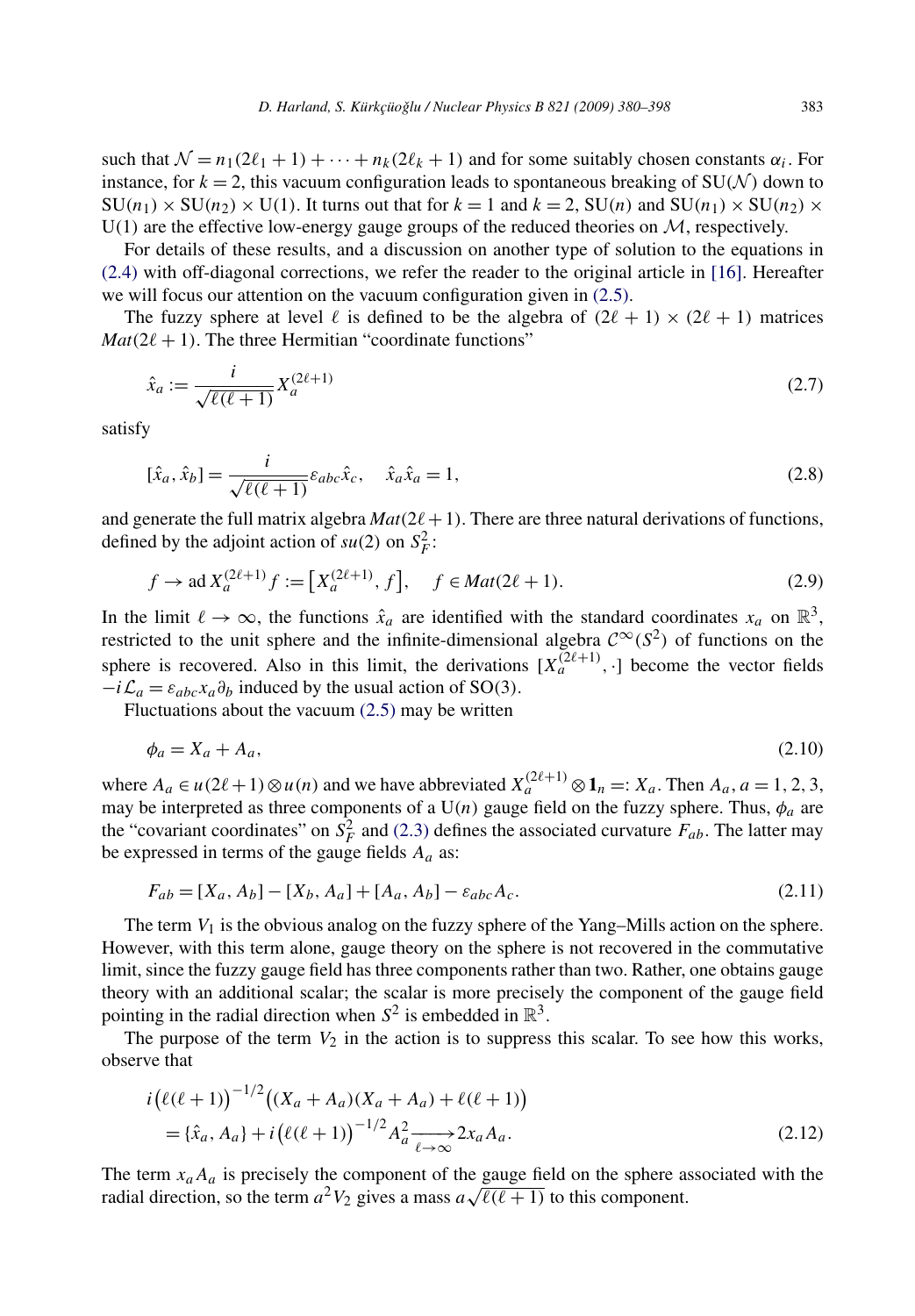such that $\mathcal{N} = n_1(2\ell_1 + 1) + \cdots + n_k(2\ell_k + 1)$ and for some suitably chosen constants $\alpha_i$. For instance, for $k = 2$, this vacuum configuration leads to spontaneous breaking of $SU(\mathcal{N})$ down to $SU(n_1) \times SU(n_2) \times U(1)$. It turns out that for $k = 1$ and $k = 2$, $SU(n)$ and $SU(n_1) \times SU(n_2) \times U(1)$ are the effective low-energy gauge groups of the reduced theories on $\mathcal{M}$, respectively.

For details of these results, and a discussion on another type of solution to the equations in (2.4) with off-diagonal corrections, we refer the reader to the original article in [16]. Hereafter we will focus our attention on the vacuum configuration given in (2.5).

The fuzzy sphere at level $\ell$ is defined to be the algebra of $(2\ell + 1) \times (2\ell + 1)$ matrices $Mat(2\ell + 1)$. The three Hermitian "coordinate functions"

$$\hat{x}_a := \frac{i}{\sqrt{\ell(\ell+1)}} X_a^{(2\ell+1)} \tag{2.7}$$

satisfy

$$[\hat{x}_a, \hat{x}_b] = \frac{i}{\sqrt{\ell(\ell+1)}} \varepsilon_{abc} \hat{x}_c, \quad \hat{x}_a \hat{x}_a = 1, \tag{2.8}$$

and generate the full matrix algebra $Mat(2\ell + 1)$. There are three natural derivations of functions, defined by the adjoint action of $su(2)$ on $S_F^2$:

$$f \to \operatorname{ad} X_a^{(2\ell+1)} f := \left[X_a^{(2\ell+1)}, f\right], \quad f \in Mat(2\ell + 1). \tag{2.9}$$

In the limit $\ell \to \infty$, the functions $\hat{x}_a$ are identified with the standard coordinates $x_a$ on $\mathbb{R}^3$, restricted to the unit sphere and the infinite-dimensional algebra $\mathcal{C}^\infty(S^2)$ of functions on the sphere is recovered. Also in this limit, the derivations $[X_a^{(2\ell+1)}, \cdot]$ become the vector fields $-i\mathcal{L}_a = \varepsilon_{abc} x_a \partial_b$ induced by the usual action of SO(3).

Fluctuations about the vacuum (2.5) may be written

$$\phi_a = X_a + A_a, \tag{2.10}$$

where $A_a \in u(2\ell + 1) \otimes u(n)$ and we have abbreviated $X_a^{(2\ell+1)} \otimes \mathbf{1}_n =: X_a$. Then $A_a$, $a = 1, 2, 3$, may be interpreted as three components of a $U(n)$ gauge field on the fuzzy sphere. Thus, $\phi_a$ are the "covariant coordinates" on $S_F^2$ and (2.3) defines the associated curvature $F_{ab}$. The latter may be expressed in terms of the gauge fields $A_a$ as:

$$F_{ab} = [X_a, A_b] - [X_b, A_a] + [A_a, A_b] - \varepsilon_{abc} A_c. \tag{2.11}$$

The term $V_1$ is the obvious analog on the fuzzy sphere of the Yang–Mills action on the sphere. However, with this term alone, gauge theory on the sphere is not recovered in the commutative limit, since the fuzzy gauge field has three components rather than two. Rather, one obtains gauge theory with an additional scalar; the scalar is more precisely the component of the gauge field pointing in the radial direction when $S^2$ is embedded in $\mathbb{R}^3$.

The purpose of the term $V_2$ in the action is to suppress this scalar. To see how this works, observe that

$$\begin{aligned} &i\big(\ell(\ell+1)\big)^{-1/2}\big((X_a + A_a)(X_a + A_a) + \ell(\ell+1)\big) \\ &\quad = \{\hat{x}_a, A_a\} + i\big(\ell(\ell+1)\big)^{-1/2} A_a^2 \xrightarrow[\ell\to\infty]{} 2x_a A_a. \end{aligned} \tag{2.12}$$

The term $x_a A_a$ is precisely the component of the gauge field on the sphere associated with the radial direction, so the term $a^2 V_2$ gives a mass $a\sqrt{\ell(\ell+1)}$ to this component.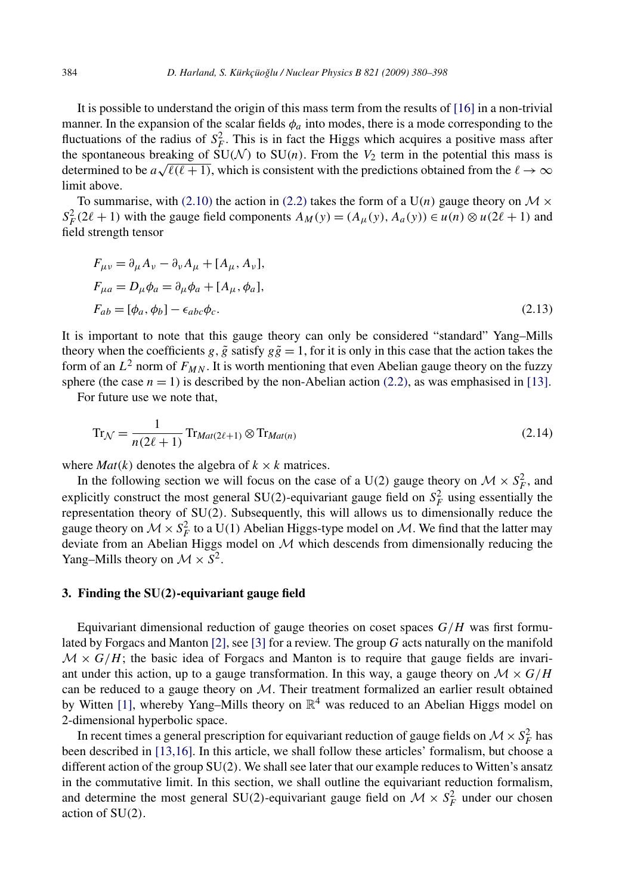It is possible to understand the origin of this mass term from the results of [16] in a non-trivial manner. In the expansion of the scalar fields $\phi_a$ into modes, there is a mode corresponding to the fluctuations of the radius of $S_F^2$. This is in fact the Higgs which acquires a positive mass after the spontaneous breaking of $SU(\mathcal{N})$ to $SU(n)$. From the $V_2$ term in the potential this mass is determined to be $a\sqrt{\ell(\ell+1)}$, which is consistent with the predictions obtained from the $\ell \to \infty$ limit above.

To summarise, with (2.10) the action in (2.2) takes the form of a $U(n)$ gauge theory on $\mathcal{M} \times S_F^2(2\ell+1)$ with the gauge field components $A_M(y) = (A_\mu(y), A_a(y)) \in u(n) \otimes u(2\ell+1)$ and field strength tensor

$$
\begin{aligned}
F_{\mu\nu} &= \partial_\mu A_\nu - \partial_\nu A_\mu + [A_\mu, A_\nu], \\
F_{\mu a} &= D_\mu \phi_a = \partial_\mu \phi_a + [A_\mu, \phi_a], \\
F_{ab} &= [\phi_a, \phi_b] - \epsilon_{abc}\phi_c.
\end{aligned}
\tag{2.13}
$$

It is important to note that this gauge theory can only be considered "standard" Yang–Mills theory when the coefficients $g$, $\tilde{g}$ satisfy $g\tilde{g} = 1$, for it is only in this case that the action takes the form of an $L^2$ norm of $F_{MN}$. It is worth mentioning that even Abelian gauge theory on the fuzzy sphere (the case $n = 1$) is described by the non-Abelian action (2.2), as was emphasised in [13].

For future use we note that,

$$
\mathrm{Tr}_{\mathcal{N}} = \frac{1}{n(2\ell+1)} \mathrm{Tr}_{Mat(2\ell+1)} \otimes \mathrm{Tr}_{Mat(n)}
\tag{2.14}
$$

where $Mat(k)$ denotes the algebra of $k \times k$ matrices.

In the following section we will focus on the case of a $U(2)$ gauge theory on $\mathcal{M} \times S_F^2$, and explicitly construct the most general $SU(2)$-equivariant gauge field on $S_F^2$ using essentially the representation theory of $SU(2)$. Subsequently, this will allows us to dimensionally reduce the gauge theory on $\mathcal{M} \times S_F^2$ to a $U(1)$ Abelian Higgs-type model on $\mathcal{M}$. We find that the latter may deviate from an Abelian Higgs model on $\mathcal{M}$ which descends from dimensionally reducing the Yang–Mills theory on $\mathcal{M} \times S^2$.

## 3. Finding the SU(2)-equivariant gauge field

Equivariant dimensional reduction of gauge theories on coset spaces $G/H$ was first formulated by Forgacs and Manton [2], see [3] for a review. The group $G$ acts naturally on the manifold $\mathcal{M} \times G/H$; the basic idea of Forgacs and Manton is to require that gauge fields are invariant under this action, up to a gauge transformation. In this way, a gauge theory on $\mathcal{M} \times G/H$ can be reduced to a gauge theory on $\mathcal{M}$. Their treatment formalized an earlier result obtained by Witten [1], whereby Yang–Mills theory on $\mathbb{R}^4$ was reduced to an Abelian Higgs model on 2-dimensional hyperbolic space.

In recent times a general prescription for equivariant reduction of gauge fields on $\mathcal{M} \times S_F^2$ has been described in [13,16]. In this article, we shall follow these articles' formalism, but choose a different action of the group $SU(2)$. We shall see later that our example reduces to Witten's ansatz in the commutative limit. In this section, we shall outline the equivariant reduction formalism, and determine the most general $SU(2)$-equivariant gauge field on $\mathcal{M} \times S_F^2$ under our chosen action of $SU(2)$.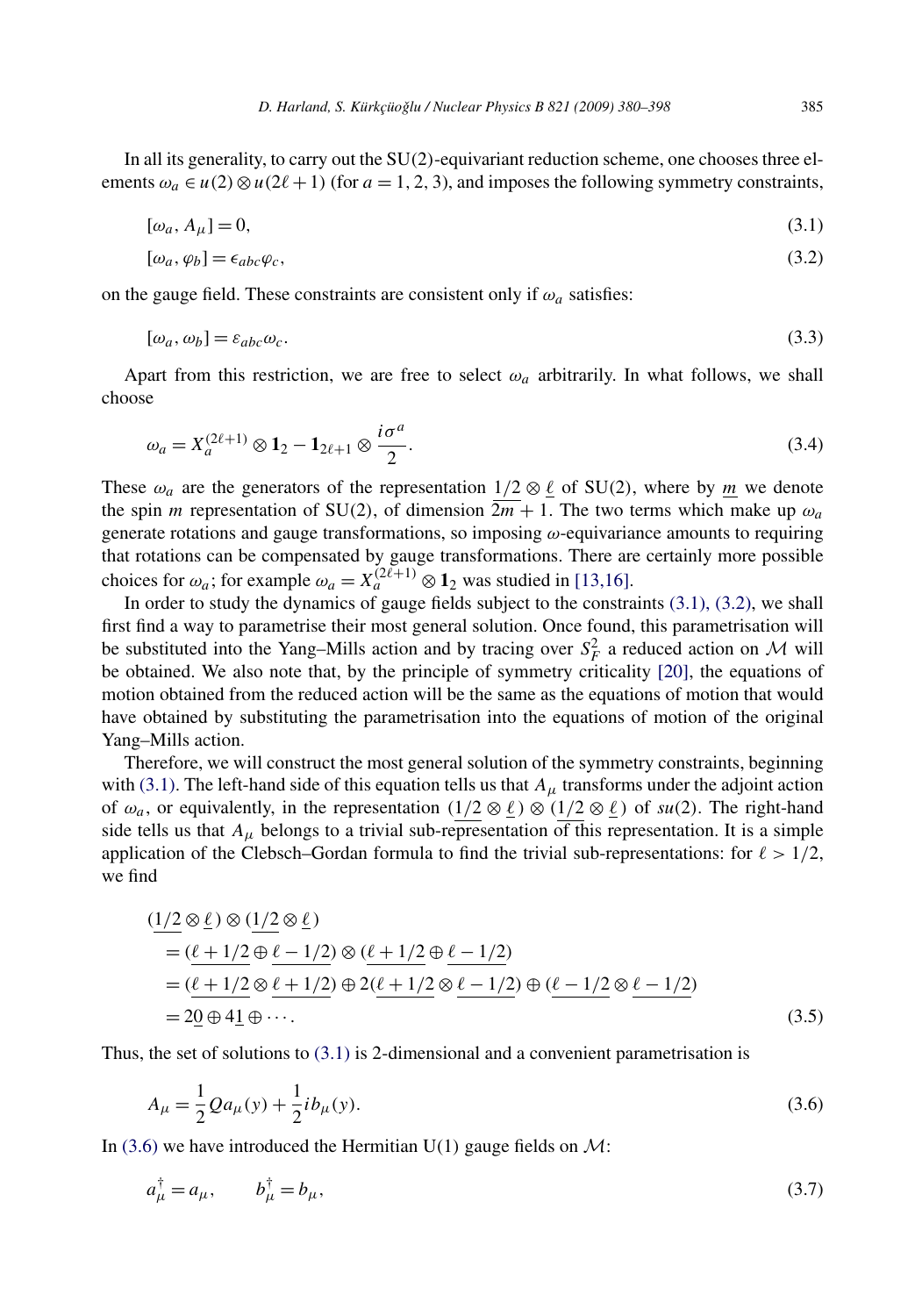In all its generality, to carry out the SU(2)-equivariant reduction scheme, one chooses three elements $\omega_a \in u(2) \otimes u(2\ell+1)$ (for $a = 1, 2, 3$), and imposes the following symmetry constraints,

$$[\omega_a, A_\mu] = 0, \tag{3.1}$$

$$[\omega_a, \varphi_b] = \epsilon_{abc}\varphi_c, \tag{3.2}$$

on the gauge field. These constraints are consistent only if $\omega_a$ satisfies:

$$[\omega_a, \omega_b] = \varepsilon_{abc}\omega_c. \tag{3.3}$$

Apart from this restriction, we are free to select $\omega_a$ arbitrarily. In what follows, we shall choose

$$\omega_a = X_a^{(2\ell+1)} \otimes \mathbf{1}_2 - \mathbf{1}_{2\ell+1} \otimes \frac{i\sigma^a}{2}. \tag{3.4}$$

These $\omega_a$ are the generators of the representation $\underline{1/2} \otimes \underline{\ell}$ of SU(2), where by $\underline{m}$ we denote the spin $m$ representation of SU(2), of dimension $2m+1$. The two terms which make up $\omega_a$ generate rotations and gauge transformations, so imposing $\omega$-equivariance amounts to requiring that rotations can be compensated by gauge transformations. There are certainly more possible choices for $\omega_a$; for example $\omega_a = X_a^{(2\ell+1)} \otimes \mathbf{1}_2$ was studied in [13,16].

In order to study the dynamics of gauge fields subject to the constraints (3.1), (3.2), we shall first find a way to parametrise their most general solution. Once found, this parametrisation will be substituted into the Yang–Mills action and by tracing over $S_F^2$ a reduced action on $\mathcal{M}$ will be obtained. We also note that, by the principle of symmetry criticality [20], the equations of motion obtained from the reduced action will be the same as the equations of motion that would have obtained by substituting the parametrisation into the equations of motion of the original Yang–Mills action.

Therefore, we will construct the most general solution of the symmetry constraints, beginning with (3.1). The left-hand side of this equation tells us that $A_\mu$ transforms under the adjoint action of $\omega_a$, or equivalently, in the representation $(\underline{1/2} \otimes \underline{\ell}) \otimes (\underline{1/2} \otimes \underline{\ell})$ of $su(2)$. The right-hand side tells us that $A_\mu$ belongs to a trivial sub-representation of this representation. It is a simple application of the Clebsch–Gordan formula to find the trivial sub-representations: for $\ell > 1/2$, we find

$$\begin{aligned}
&(\underline{1/2} \otimes \underline{\ell}) \otimes (\underline{1/2} \otimes \underline{\ell}) \\
&= (\underline{\ell+1/2} \oplus \underline{\ell-1/2}) \otimes (\underline{\ell+1/2} \oplus \underline{\ell-1/2}) \\
&= (\underline{\ell+1/2} \otimes \underline{\ell+1/2}) \oplus 2(\underline{\ell+1/2} \otimes \underline{\ell-1/2}) \oplus (\underline{\ell-1/2} \otimes \underline{\ell-1/2}) \\
&= 2\underline{0} \oplus 4\underline{1} \oplus \cdots.
\end{aligned} \tag{3.5}$$

Thus, the set of solutions to (3.1) is 2-dimensional and a convenient parametrisation is

$$A_\mu = \frac{1}{2} Q a_\mu(y) + \frac{1}{2} i b_\mu(y). \tag{3.6}$$

In (3.6) we have introduced the Hermitian U(1) gauge fields on $\mathcal{M}$:

$$a_\mu^\dagger = a_\mu, \qquad b_\mu^\dagger = b_\mu, \tag{3.7}$$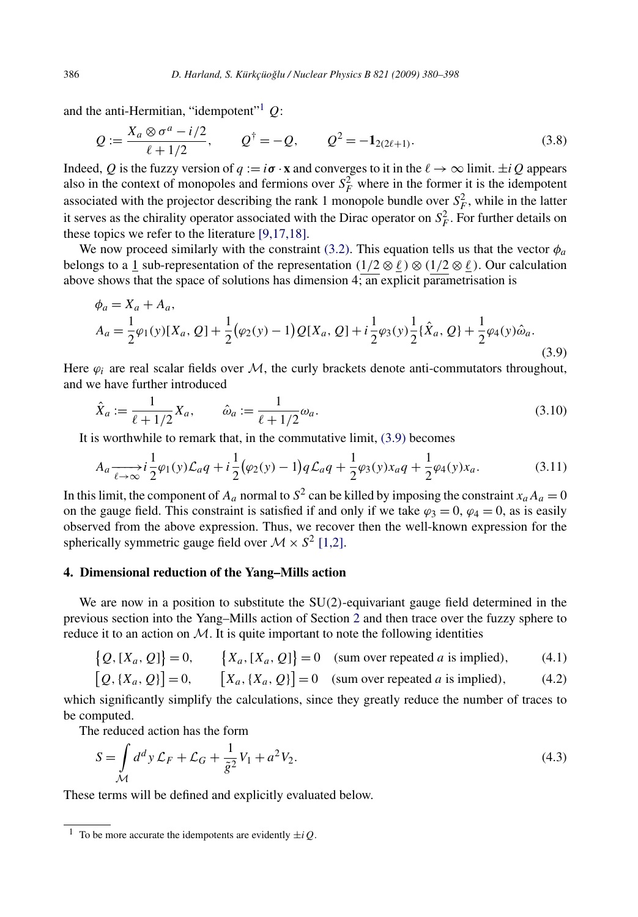and the anti-Hermitian, "idempotent"[1] $Q$:

$$Q := \frac{X_a \otimes \sigma^a - i/2}{\ell + 1/2}, \qquad Q^\dagger = -Q, \qquad Q^2 = -\mathbf{1}_{2(2\ell+1)}. \tag{3.8}$$

Indeed, $Q$ is the fuzzy version of $q := i\boldsymbol{\sigma} \cdot \mathbf{x}$ and converges to it in the $\ell \to \infty$ limit. $\pm iQ$ appears also in the context of monopoles and fermions over $S_F^2$ where in the former it is the idempotent associated with the projector describing the rank 1 monopole bundle over $S_F^2$, while in the latter it serves as the chirality operator associated with the Dirac operator on $S_F^2$. For further details on these topics we refer to the literature [9,17,18].

We now proceed similarly with the constraint (3.2). This equation tells us that the vector $\phi_a$ belongs to a $\underline{1}$ sub-representation of the representation $(\underline{1/2} \otimes \underline{\ell}) \otimes (\underline{1/2} \otimes \underline{\ell})$. Our calculation above shows that the space of solutions has dimension 4; an explicit parametrisation is

$$\begin{aligned}
\phi_a &= X_a + A_a, \\
A_a &= \frac{1}{2}\varphi_1(y)[X_a, Q] + \frac{1}{2}\big(\varphi_2(y) - 1\big)Q[X_a, Q] + i\frac{1}{2}\varphi_3(y)\frac{1}{2}\{\hat{X}_a, Q\} + \frac{1}{2}\varphi_4(y)\hat{\omega}_a.
\end{aligned} \tag{3.9}$$

Here $\varphi_i$ are real scalar fields over $\mathcal{M}$, the curly brackets denote anti-commutators throughout, and we have further introduced

$$\hat{X}_a := \frac{1}{\ell + 1/2} X_a, \qquad \hat{\omega}_a := \frac{1}{\ell + 1/2}\omega_a. \tag{3.10}$$

It is worthwhile to remark that, in the commutative limit, (3.9) becomes

$$A_a \xrightarrow[\ell \to \infty]{} i\frac{1}{2}\varphi_1(y)\mathcal{L}_a q + i\frac{1}{2}\big(\varphi_2(y) - 1\big)q\mathcal{L}_a q + \frac{1}{2}\varphi_3(y)x_a q + \frac{1}{2}\varphi_4(y)x_a. \tag{3.11}$$

In this limit, the component of $A_a$ normal to $S^2$ can be killed by imposing the constraint $x_a A_a = 0$ on the gauge field. This constraint is satisfied if and only if we take $\varphi_3 = 0$, $\varphi_4 = 0$, as is easily observed from the above expression. Thus, we recover then the well-known expression for the spherically symmetric gauge field over $\mathcal{M} \times S^2$ [1,2].

## 4. Dimensional reduction of the Yang–Mills action

We are now in a position to substitute the SU(2)-equivariant gauge field determined in the previous section into the Yang–Mills action of Section 2 and then trace over the fuzzy sphere to reduce it to an action on $\mathcal{M}$. It is quite important to note the following identities

$$\big\{Q, [X_a, Q]\big\} = 0, \qquad \big\{X_a, [X_a, Q]\big\} = 0 \quad \text{(sum over repeated } a \text{ is implied)}, \tag{4.1}$$

$$\big[Q, \{X_a, Q\}\big] = 0, \qquad \big[X_a, \{X_a, Q\}\big] = 0 \quad \text{(sum over repeated } a \text{ is implied)}, \tag{4.2}$$

which significantly simplify the calculations, since they greatly reduce the number of traces to be computed.

The reduced action has the form

$$S = \int\limits_{\mathcal{M}} d^d y \, \mathcal{L}_F + \mathcal{L}_G + \frac{1}{\tilde{g}^2} V_1 + a^2 V_2. \tag{4.3}$$

These terms will be defined and explicitly evaluated below.

[1] To be more accurate the idempotents are evidently $\pm iQ$.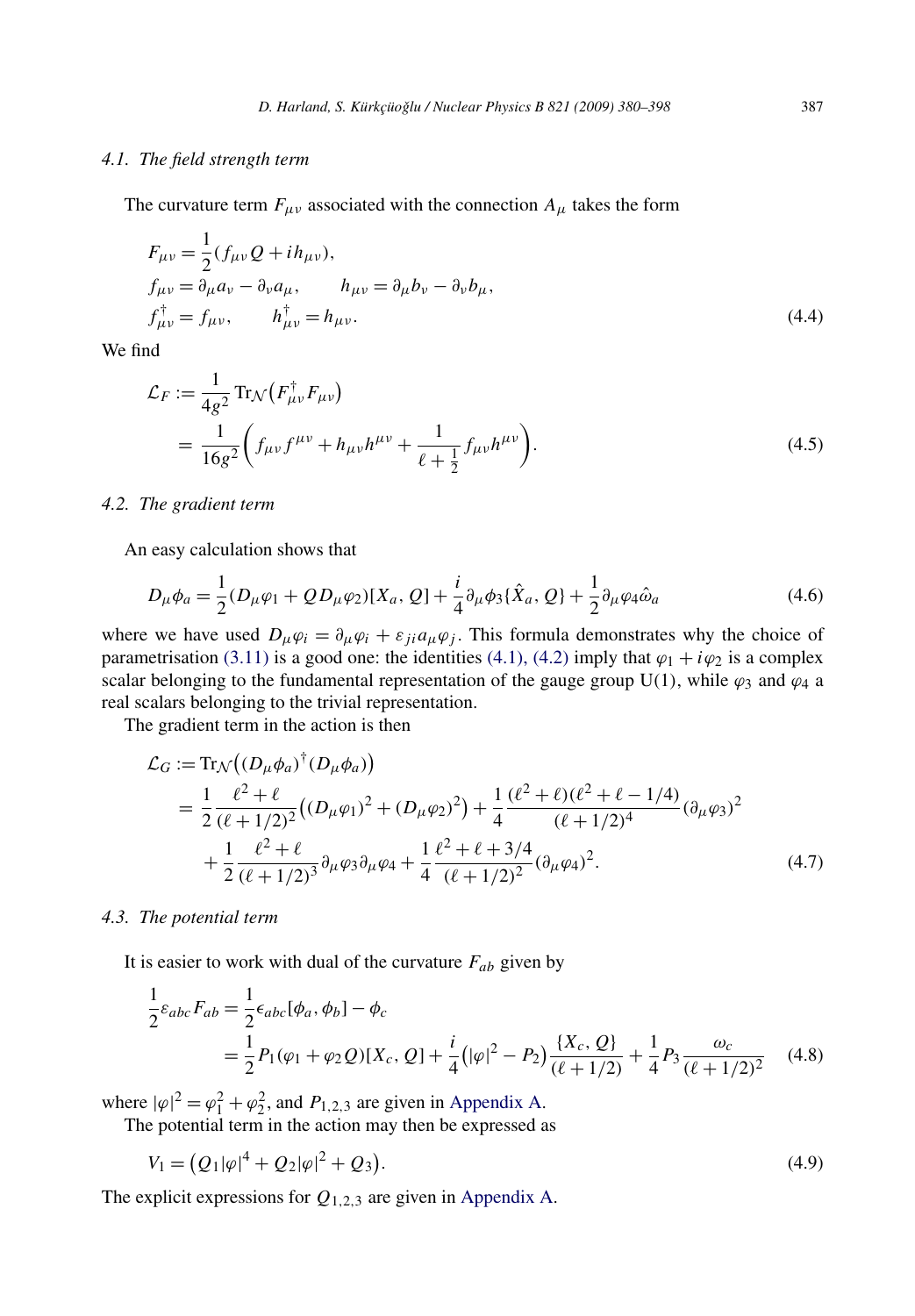### 4.1. The field strength term

The curvature term $F_{\mu\nu}$ associated with the connection $A_\mu$ takes the form

$$
\begin{aligned}
&F_{\mu\nu} = \frac{1}{2}(f_{\mu\nu} Q + i h_{\mu\nu}),\\
&f_{\mu\nu} = \partial_\mu a_\nu - \partial_\nu a_\mu, \qquad h_{\mu\nu} = \partial_\mu b_\nu - \partial_\nu b_\mu,\\
&f^\dagger_{\mu\nu} = f_{\mu\nu}, \qquad h^\dagger_{\mu\nu} = h_{\mu\nu}.
\end{aligned}
\tag{4.4}
$$

We find

$$
\begin{aligned}
\mathcal{L}_F &:= \frac{1}{4g^2}\operatorname{Tr}_{\mathcal{N}}\big(F^\dagger_{\mu\nu} F_{\mu\nu}\big)\\
&= \frac{1}{16g^2}\left(f_{\mu\nu} f^{\mu\nu} + h_{\mu\nu} h^{\mu\nu} + \frac{1}{\ell + \frac{1}{2}} f_{\mu\nu} h^{\mu\nu}\right).
\end{aligned}
\tag{4.5}
$$

### 4.2. The gradient term

An easy calculation shows that

$$
D_\mu \phi_a = \frac{1}{2}(D_\mu \varphi_1 + Q D_\mu \varphi_2)[X_a, Q] + \frac{i}{4}\partial_\mu \phi_3 \{\hat{X}_a, Q\} + \frac{1}{2}\partial_\mu \varphi_4 \hat{\omega}_a \tag{4.6}
$$

where we have used $D_\mu \varphi_i = \partial_\mu \varphi_i + \varepsilon_{ji} a_\mu \varphi_j$. This formula demonstrates why the choice of parametrisation (3.11) is a good one: the identities (4.1), (4.2) imply that $\varphi_1 + i\varphi_2$ is a complex scalar belonging to the fundamental representation of the gauge group U(1), while $\varphi_3$ and $\varphi_4$ a real scalars belonging to the trivial representation.

The gradient term in the action is then

$$
\begin{aligned}
\mathcal{L}_G &:= \operatorname{Tr}_{\mathcal{N}}\big((D_\mu \phi_a)^\dagger (D_\mu \phi_a)\big)\\
&= \frac{1}{2}\frac{\ell^2 + \ell}{(\ell + 1/2)^2}\big((D_\mu \varphi_1)^2 + (D_\mu \varphi_2)^2\big) + \frac{1}{4}\frac{(\ell^2 + \ell)(\ell^2 + \ell - 1/4)}{(\ell + 1/2)^4}(\partial_\mu \varphi_3)^2\\
&\quad + \frac{1}{2}\frac{\ell^2 + \ell}{(\ell + 1/2)^3}\partial_\mu \varphi_3 \partial_\mu \varphi_4 + \frac{1}{4}\frac{\ell^2 + \ell + 3/4}{(\ell + 1/2)^2}(\partial_\mu \varphi_4)^2.
\end{aligned}
\tag{4.7}
$$

### 4.3. The potential term

It is easier to work with dual of the curvature $F_{ab}$ given by

$$
\begin{aligned}
\frac{1}{2}\varepsilon_{abc} F_{ab} &= \frac{1}{2}\epsilon_{abc}[\phi_a, \phi_b] - \phi_c\\
&= \frac{1}{2}P_1(\varphi_1 + \varphi_2 Q)[X_c, Q] + \frac{i}{4}\big(|\varphi|^2 - P_2\big)\frac{\{X_c, Q\}}{(\ell + 1/2)} + \frac{1}{4}P_3 \frac{\omega_c}{(\ell + 1/2)^2}
\end{aligned}
\tag{4.8}
$$

where $|\varphi|^2 = \varphi_1^2 + \varphi_2^2$, and $P_{1,2,3}$ are given in Appendix A.

The potential term in the action may then be expressed as

$$
V_1 = \big(Q_1|\varphi|^4 + Q_2|\varphi|^2 + Q_3\big). \tag{4.9}
$$

The explicit expressions for $Q_{1,2,3}$ are given in Appendix A.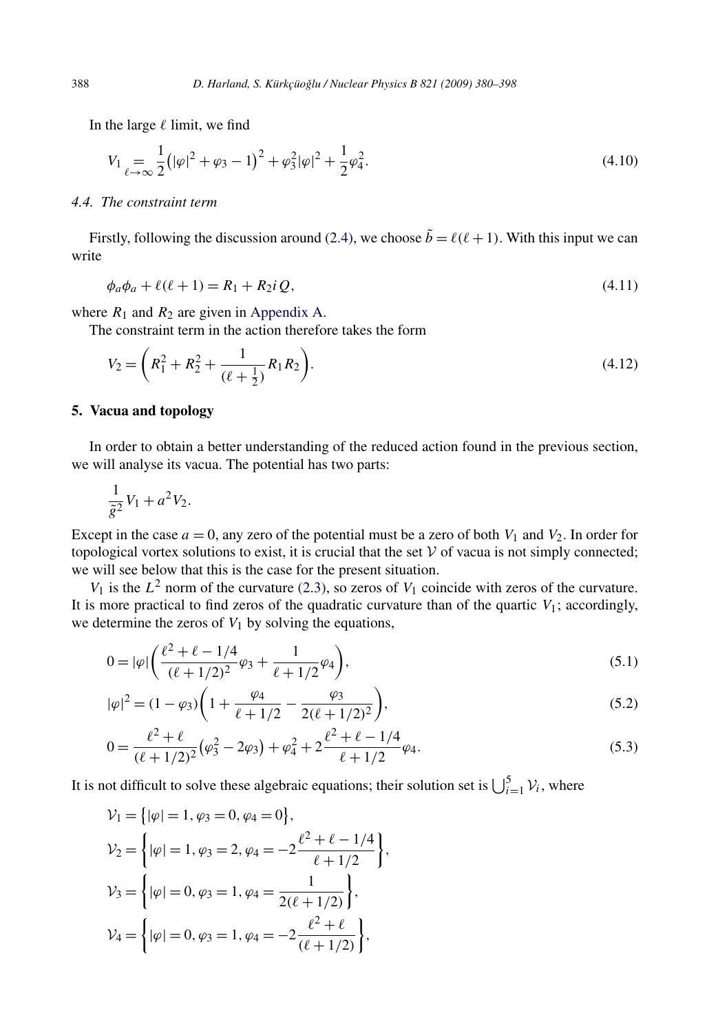In the large $\ell$ limit, we find

$$V_1 \underset{\ell\to\infty}{=} \frac{1}{2}\left(|\varphi|^2 + \varphi_3 - 1\right)^2 + \varphi_3^2|\varphi|^2 + \frac{1}{2}\varphi_4^2. \tag{4.10}$$

### 4.4. The constraint term

Firstly, following the discussion around (2.4), we choose $\tilde{b} = \ell(\ell+1)$. With this input we can write

$$\phi_a\phi_a + \ell(\ell+1) = R_1 + R_2 i Q, \tag{4.11}$$

where $R_1$ and $R_2$ are given in Appendix A.

The constraint term in the action therefore takes the form

$$V_2 = \left(R_1^2 + R_2^2 + \frac{1}{(\ell+\frac{1}{2})}R_1R_2\right). \tag{4.12}$$

## 5. Vacua and topology

In order to obtain a better understanding of the reduced action found in the previous section, we will analyse its vacua. The potential has two parts:

$$\frac{1}{\tilde{g}^2}V_1 + a^2V_2.$$

Except in the case $a = 0$, any zero of the potential must be a zero of both $V_1$ and $V_2$. In order for topological vortex solutions to exist, it is crucial that the set $\mathcal{V}$ of vacua is not simply connected; we will see below that this is the case for the present situation.

$V_1$ is the $L^2$ norm of the curvature (2.3), so zeros of $V_1$ coincide with zeros of the curvature. It is more practical to find zeros of the quadratic curvature than of the quartic $V_1$; accordingly, we determine the zeros of $V_1$ by solving the equations,

$$0 = |\varphi|\left(\frac{\ell^2+\ell-1/4}{(\ell+1/2)^2}\varphi_3 + \frac{1}{\ell+1/2}\varphi_4\right), \tag{5.1}$$

$$|\varphi|^2 = (1-\varphi_3)\left(1 + \frac{\varphi_4}{\ell+1/2} - \frac{\varphi_3}{2(\ell+1/2)^2}\right), \tag{5.2}$$

$$0 = \frac{\ell^2+\ell}{(\ell+1/2)^2}\left(\varphi_3^2 - 2\varphi_3\right) + \varphi_4^2 + 2\frac{\ell^2+\ell-1/4}{\ell+1/2}\varphi_4. \tag{5.3}$$

It is not difficult to solve these algebraic equations; their solution set is $\bigcup_{i=1}^5 \mathcal{V}_i$, where

$$\mathcal{V}_1 = \left\{|\varphi| = 1, \varphi_3 = 0, \varphi_4 = 0\right\},$$

$$\mathcal{V}_2 = \left\{|\varphi| = 1, \varphi_3 = 2, \varphi_4 = -2\frac{\ell^2+\ell-1/4}{\ell+1/2}\right\},$$

$$\mathcal{V}_3 = \left\{|\varphi| = 0, \varphi_3 = 1, \varphi_4 = \frac{1}{2(\ell+1/2)}\right\},$$

$$\mathcal{V}_4 = \left\{|\varphi| = 0, \varphi_3 = 1, \varphi_4 = -2\frac{\ell^2+\ell}{(\ell+1/2)}\right\},$$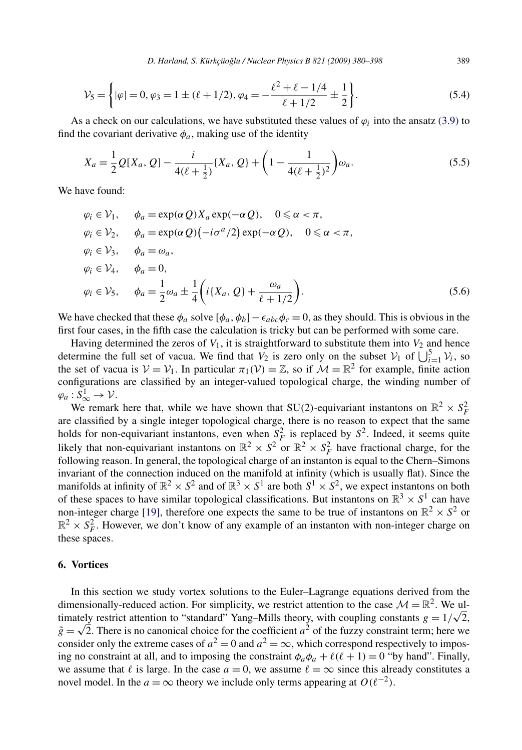$$\mathcal{V}_5 = \left\{ |\varphi| = 0, \varphi_3 = 1 \pm (\ell + 1/2), \varphi_4 = -\frac{\ell^2 + \ell - 1/4}{\ell + 1/2} \pm \frac{1}{2} \right\}. \tag{5.4}$$

As a check on our calculations, we have substituted these values of $\varphi_i$ into the ansatz (3.9) to find the covariant derivative $\phi_a$, making use of the identity

$$X_a = \frac{1}{2} Q[X_a, Q] - \frac{i}{4(\ell + \frac{1}{2})}\{X_a, Q\} + \left(1 - \frac{1}{4(\ell + \frac{1}{2})^2}\right)\omega_a. \tag{5.5}$$

We have found:

$$\begin{aligned}
&\varphi_i \in \mathcal{V}_1, \quad \phi_a = \exp(\alpha Q) X_a \exp(-\alpha Q), \quad 0 \leqslant \alpha < \pi, \\
&\varphi_i \in \mathcal{V}_2, \quad \phi_a = \exp(\alpha Q)\left(-i\sigma^a/2\right)\exp(-\alpha Q), \quad 0 \leqslant \alpha < \pi, \\
&\varphi_i \in \mathcal{V}_3, \quad \phi_a = \omega_a, \\
&\varphi_i \in \mathcal{V}_4, \quad \phi_a = 0, \\
&\varphi_i \in \mathcal{V}_5, \quad \phi_a = \frac{1}{2}\omega_a \pm \frac{1}{4}\left(i\{X_a, Q\} + \frac{\omega_a}{\ell + 1/2}\right).
\end{aligned} \tag{5.6}$$

We have checked that these $\phi_a$ solve $[\phi_a, \phi_b] - \epsilon_{abc}\phi_c = 0$, as they should. This is obvious in the first four cases, in the fifth case the calculation is tricky but can be performed with some care.

Having determined the zeros of $V_1$, it is straightforward to substitute them into $V_2$ and hence determine the full set of vacua. We find that $V_2$ is zero only on the subset $\mathcal{V}_1$ of $\bigcup_{i=1}^{5} \mathcal{V}_i$, so the set of vacua is $\mathcal{V} = \mathcal{V}_1$. In particular $\pi_1(\mathcal{V}) = \mathbb{Z}$, so if $\mathcal{M} = \mathbb{R}^2$ for example, finite action configurations are classified by an integer-valued topological charge, the winding number of $\varphi_a : S^1_\infty \to \mathcal{V}$.

We remark here that, while we have shown that SU(2)-equivariant instantons on $\mathbb{R}^2 \times S^2_F$ are classified by a single integer topological charge, there is no reason to expect that the same holds for non-equivariant instantons, even when $S^2_F$ is replaced by $S^2$. Indeed, it seems quite likely that non-equivariant instantons on $\mathbb{R}^2 \times S^2$ or $\mathbb{R}^2 \times S^2_F$ have fractional charge, for the following reason. In general, the topological charge of an instanton is equal to the Chern–Simons invariant of the connection induced on the manifold at infinity (which is usually flat). Since the manifolds at infinity of $\mathbb{R}^2 \times S^2$ and of $\mathbb{R}^3 \times S^1$ are both $S^1 \times S^2$, we expect instantons on both of these spaces to have similar topological classifications. But instantons on $\mathbb{R}^3 \times S^1$ can have non-integer charge [19], therefore one expects the same to be true of instantons on $\mathbb{R}^2 \times S^2$ or $\mathbb{R}^2 \times S^2_F$. However, we don't know of any example of an instanton with non-integer charge on these spaces.

## 6. Vortices

In this section we study vortex solutions to the Euler–Lagrange equations derived from the dimensionally-reduced action. For simplicity, we restrict attention to the case $\mathcal{M} = \mathbb{R}^2$. We ultimately restrict attention to "standard" Yang–Mills theory, with coupling constants $g = 1/\sqrt{2}$, $\tilde{g} = \sqrt{2}$. There is no canonical choice for the coefficient $a^2$ of the fuzzy constraint term; here we consider only the extreme cases of $a^2 = 0$ and $a^2 = \infty$, which correspond respectively to imposing no constraint at all, and to imposing the constraint $\phi_a\phi_a + \ell(\ell + 1) = 0$ "by hand". Finally, we assume that $\ell$ is large. In the case $a = 0$, we assume $\ell = \infty$ since this already constitutes a novel model. In the $a = \infty$ theory we include only terms appearing at $O(\ell^{-2})$.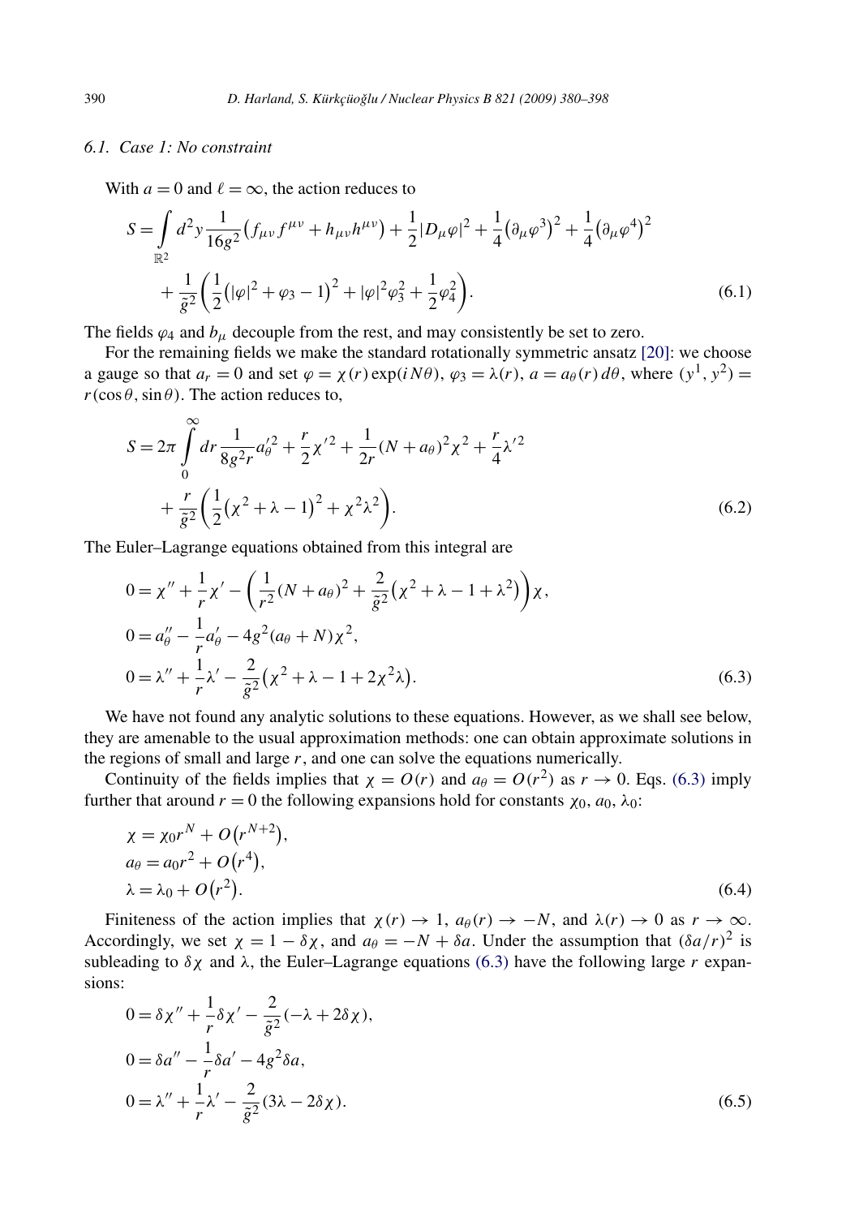### 6.1. Case 1: No constraint

With $a = 0$ and $\ell = \infty$, the action reduces to

$$
\begin{aligned}
S = \int\limits_{\mathbb{R}^2} d^2 y \frac{1}{16g^2}\left(f_{\mu\nu} f^{\mu\nu} + h_{\mu\nu} h^{\mu\nu}\right) + \frac{1}{2}|D_\mu \varphi|^2 + \frac{1}{4}\left(\partial_\mu \varphi^3\right)^2 + \frac{1}{4}\left(\partial_\mu \varphi^4\right)^2 \\
+ \frac{1}{\tilde{g}^2}\left(\frac{1}{2}\left(|\varphi|^2 + \varphi_3 - 1\right)^2 + |\varphi|^2 \varphi_3^2 + \frac{1}{2}\varphi_4^2\right).
\end{aligned} \tag{6.1}
$$

The fields $\varphi_4$ and $b_\mu$ decouple from the rest, and may consistently be set to zero.

For the remaining fields we make the standard rotationally symmetric ansatz [20]: we choose a gauge so that $a_r = 0$ and set $\varphi = \chi(r)\exp(iN\theta)$, $\varphi_3 = \lambda(r)$, $a = a_\theta(r)\, d\theta$, where $(y^1, y^2) = r(\cos\theta, \sin\theta)$. The action reduces to,

$$
\begin{aligned}
S = 2\pi \int\limits_0^\infty dr \frac{1}{8g^2 r} a_\theta'^2 + \frac{r}{2}\chi'^2 + \frac{1}{2r}(N + a_\theta)^2 \chi^2 + \frac{r}{4}\lambda'^2 \\
+ \frac{r}{\tilde{g}^2}\left(\frac{1}{2}\left(\chi^2 + \lambda - 1\right)^2 + \chi^2 \lambda^2\right).
\end{aligned} \tag{6.2}
$$

The Euler–Lagrange equations obtained from this integral are

$$
\begin{aligned}
0 &= \chi'' + \frac{1}{r}\chi' - \left(\frac{1}{r^2}(N + a_\theta)^2 + \frac{2}{\tilde{g}^2}\left(\chi^2 + \lambda - 1 + \lambda^2\right)\right)\chi, \\
0 &= a_\theta'' - \frac{1}{r}a_\theta' - 4g^2(a_\theta + N)\chi^2, \\
0 &= \lambda'' + \frac{1}{r}\lambda' - \frac{2}{\tilde{g}^2}\left(\chi^2 + \lambda - 1 + 2\chi^2\lambda\right).
\end{aligned} \tag{6.3}
$$

We have not found any analytic solutions to these equations. However, as we shall see below, they are amenable to the usual approximation methods: one can obtain approximate solutions in the regions of small and large $r$, and one can solve the equations numerically.

Continuity of the fields implies that $\chi = O(r)$ and $a_\theta = O(r^2)$ as $r \to 0$. Eqs. (6.3) imply further that around $r = 0$ the following expansions hold for constants $\chi_0$, $a_0$, $\lambda_0$:

$$
\begin{aligned}
\chi &= \chi_0 r^N + O\left(r^{N+2}\right), \\
a_\theta &= a_0 r^2 + O\left(r^4\right), \\
\lambda &= \lambda_0 + O\left(r^2\right).
\end{aligned} \tag{6.4}
$$

Finiteness of the action implies that $\chi(r) \to 1$, $a_\theta(r) \to -N$, and $\lambda(r) \to 0$ as $r \to \infty$. Accordingly, we set $\chi = 1 - \delta\chi$, and $a_\theta = -N + \delta a$. Under the assumption that $(\delta a/r)^2$ is subleading to $\delta\chi$ and $\lambda$, the Euler–Lagrange equations (6.3) have the following large $r$ expansions:

$$
\begin{aligned}
0 &= \delta\chi'' + \frac{1}{r}\delta\chi' - \frac{2}{\tilde{g}^2}(-\lambda + 2\delta\chi), \\
0 &= \delta a'' - \frac{1}{r}\delta a' - 4g^2 \delta a, \\
0 &= \lambda'' + \frac{1}{r}\lambda' - \frac{2}{\tilde{g}^2}(3\lambda - 2\delta\chi).
\end{aligned} \tag{6.5}
$$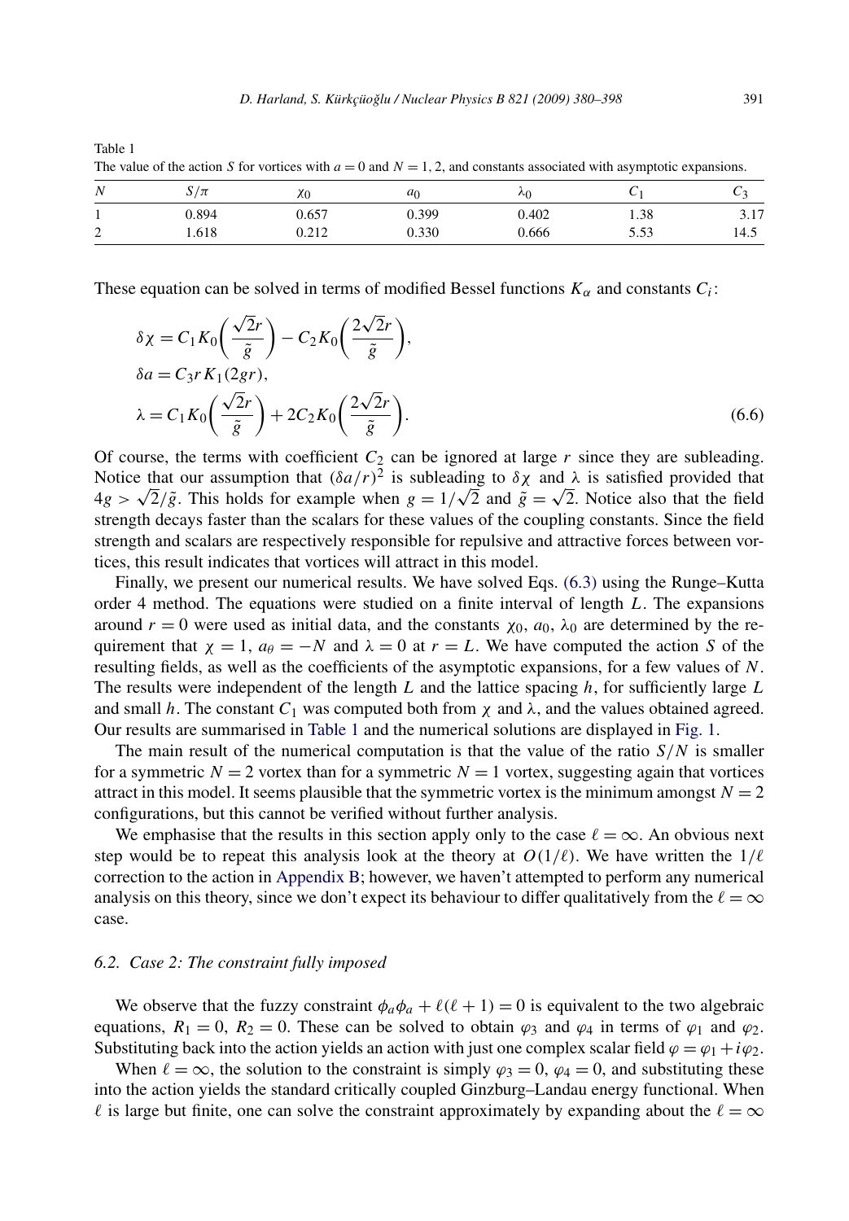Table 1
The value of the action $S$ for vortices with $a = 0$ and $N = 1, 2$, and constants associated with asymptotic expansions.

| $N$ | $S/\pi$ | $\chi_0$ | $a_0$ | $\lambda_0$ | $C_1$ | $C_3$ |
|---|---|---|---|---|---|---|
| 1 | 0.894 | 0.657 | 0.399 | 0.402 | 1.38 | 3.17 |
| 2 | 1.618 | 0.212 | 0.330 | 0.666 | 5.53 | 14.5 |

These equation can be solved in terms of modified Bessel functions $K_\alpha$ and constants $C_i$:

$$
\begin{aligned}
\delta\chi &= C_1 K_0\left(\frac{\sqrt{2}r}{\tilde{g}}\right) - C_2 K_0\left(\frac{2\sqrt{2}r}{\tilde{g}}\right),\\
\delta a &= C_3 r K_1(2gr),\\
\lambda &= C_1 K_0\left(\frac{\sqrt{2}r}{\tilde{g}}\right) + 2C_2 K_0\left(\frac{2\sqrt{2}r}{\tilde{g}}\right).
\end{aligned}
\tag{6.6}
$$

Of course, the terms with coefficient $C_2$ can be ignored at large $r$ since they are subleading. Notice that our assumption that $(\delta a/r)^2$ is subleading to $\delta\chi$ and $\lambda$ is satisfied provided that $4g > \sqrt{2}/\tilde{g}$. This holds for example when $g = 1/\sqrt{2}$ and $\tilde{g} = \sqrt{2}$. Notice also that the field strength decays faster than the scalars for these values of the coupling constants. Since the field strength and scalars are respectively responsible for repulsive and attractive forces between vortices, this result indicates that vortices will attract in this model.

Finally, we present our numerical results. We have solved Eqs. (6.3) using the Runge–Kutta order 4 method. The equations were studied on a finite interval of length $L$. The expansions around $r = 0$ were used as initial data, and the constants $\chi_0$, $a_0$, $\lambda_0$ are determined by the requirement that $\chi = 1$, $a_\theta = -N$ and $\lambda = 0$ at $r = L$. We have computed the action $S$ of the resulting fields, as well as the coefficients of the asymptotic expansions, for a few values of $N$. The results were independent of the length $L$ and the lattice spacing $h$, for sufficiently large $L$ and small $h$. The constant $C_1$ was computed both from $\chi$ and $\lambda$, and the values obtained agreed. Our results are summarised in Table 1 and the numerical solutions are displayed in Fig. 1.

The main result of the numerical computation is that the value of the ratio $S/N$ is smaller for a symmetric $N = 2$ vortex than for a symmetric $N = 1$ vortex, suggesting again that vortices attract in this model. It seems plausible that the symmetric vortex is the minimum amongst $N = 2$ configurations, but this cannot be verified without further analysis.

We emphasise that the results in this section apply only to the case $\ell = \infty$. An obvious next step would be to repeat this analysis look at the theory at $O(1/\ell)$. We have written the $1/\ell$ correction to the action in Appendix B; however, we haven't attempted to perform any numerical analysis on this theory, since we don't expect its behaviour to differ qualitatively from the $\ell = \infty$ case.

### 6.2. Case 2: The constraint fully imposed

We observe that the fuzzy constraint $\phi_a\phi_a + \ell(\ell+1) = 0$ is equivalent to the two algebraic equations, $R_1 = 0$, $R_2 = 0$. These can be solved to obtain $\varphi_3$ and $\varphi_4$ in terms of $\varphi_1$ and $\varphi_2$. Substituting back into the action yields an action with just one complex scalar field $\varphi = \varphi_1 + i\varphi_2$.

When $\ell = \infty$, the solution to the constraint is simply $\varphi_3 = 0$, $\varphi_4 = 0$, and substituting these into the action yields the standard critically coupled Ginzburg–Landau energy functional. When $\ell$ is large but finite, one can solve the constraint approximately by expanding about the $\ell = \infty$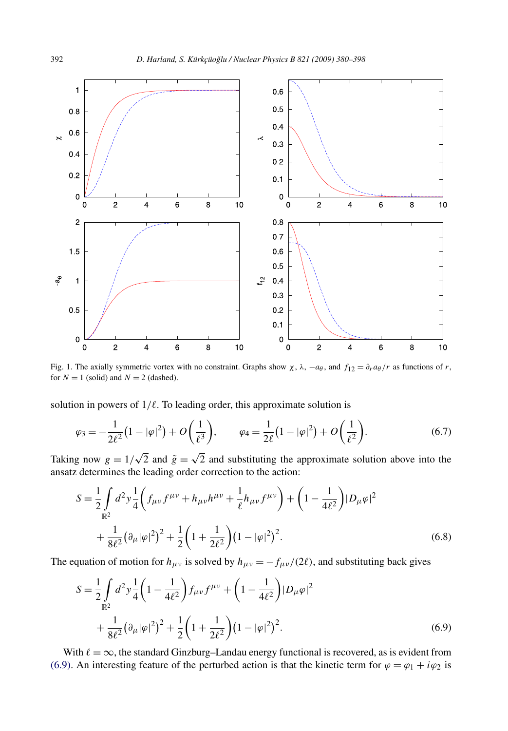Fig. 1. The axially symmetric vortex with no constraint. Graphs show $\chi$, $\lambda$, $-a_\theta$, and $f_{12} = \partial_r a_\theta / r$ as functions of $r$, for $N = 1$ (solid) and $N = 2$ (dashed).

solution in powers of $1/\ell$. To leading order, this approximate solution is

$$\varphi_3 = -\frac{1}{2\ell^2}\left(1 - |\varphi|^2\right) + O\left(\frac{1}{\ell^3}\right), \qquad \varphi_4 = \frac{1}{2\ell}\left(1 - |\varphi|^2\right) + O\left(\frac{1}{\ell^2}\right). \tag{6.7}$$

Taking now $g = 1/\sqrt{2}$ and $\tilde{g} = \sqrt{2}$ and substituting the approximate solution above into the ansatz determines the leading order correction to the action:

$$S = \frac{1}{2}\int\limits_{\mathbb{R}^2} d^2y \frac{1}{4}\left(f_{\mu\nu}f^{\mu\nu} + h_{\mu\nu}h^{\mu\nu} + \frac{1}{\ell}h_{\mu\nu}f^{\mu\nu}\right) + \left(1 - \frac{1}{4\ell^2}\right)|D_\mu\varphi|^2$$
$$+ \frac{1}{8\ell^2}\left(\partial_\mu|\varphi|^2\right)^2 + \frac{1}{2}\left(1 + \frac{1}{2\ell^2}\right)\left(1 - |\varphi|^2\right)^2. \tag{6.8}$$

The equation of motion for $h_{\mu\nu}$ is solved by $h_{\mu\nu} = -f_{\mu\nu}/(2\ell)$, and substituting back gives

$$S = \frac{1}{2}\int\limits_{\mathbb{R}^2} d^2y \frac{1}{4}\left(1 - \frac{1}{4\ell^2}\right)f_{\mu\nu}f^{\mu\nu} + \left(1 - \frac{1}{4\ell^2}\right)|D_\mu\varphi|^2$$
$$+ \frac{1}{8\ell^2}\left(\partial_\mu|\varphi|^2\right)^2 + \frac{1}{2}\left(1 + \frac{1}{2\ell^2}\right)\left(1 - |\varphi|^2\right)^2. \tag{6.9}$$

With $\ell = \infty$, the standard Ginzburg–Landau energy functional is recovered, as is evident from (6.9). An interesting feature of the perturbed action is that the kinetic term for $\varphi = \varphi_1 + i\varphi_2$ is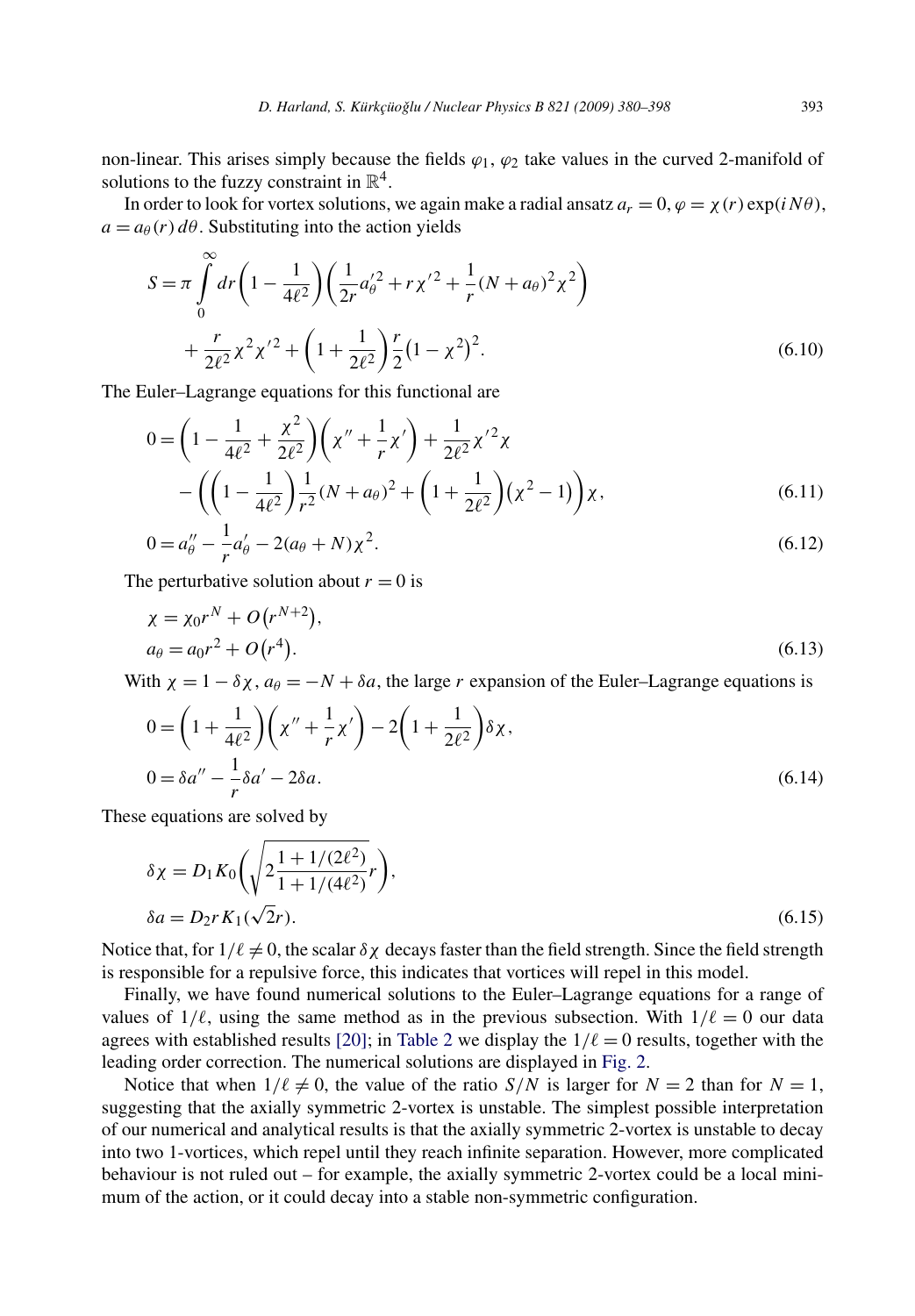non-linear. This arises simply because the fields $\varphi_1$, $\varphi_2$ take values in the curved 2-manifold of solutions to the fuzzy constraint in $\mathbb{R}^4$.

In order to look for vortex solutions, we again make a radial ansatz $a_r = 0$, $\varphi = \chi(r)\exp(iN\theta)$, $a = a_\theta(r)\,d\theta$. Substituting into the action yields

$$
\begin{aligned}
S = \pi \int_0^\infty dr \left(1 - \frac{1}{4\ell^2}\right)\left(\frac{1}{2r}a_\theta'^2 + r\chi'^2 + \frac{1}{r}(N + a_\theta)^2\chi^2\right) \\
+ \frac{r}{2\ell^2}\chi^2\chi'^2 + \left(1 + \frac{1}{2\ell^2}\right)\frac{r}{2}\left(1 - \chi^2\right)^2.
\end{aligned}
\tag{6.10}
$$

The Euler–Lagrange equations for this functional are

$$
\begin{aligned}
0 = {} & \left(1 - \frac{1}{4\ell^2} + \frac{\chi^2}{2\ell^2}\right)\left(\chi'' + \frac{1}{r}\chi'\right) + \frac{1}{2\ell^2}\chi'^2\chi \\
& - \left(\left(1 - \frac{1}{4\ell^2}\right)\frac{1}{r^2}(N + a_\theta)^2 + \left(1 + \frac{1}{2\ell^2}\right)\left(\chi^2 - 1\right)\right)\chi,
\end{aligned}
\tag{6.11}
$$

$$
0 = a_\theta'' - \frac{1}{r}a_\theta' - 2(a_\theta + N)\chi^2.
\tag{6.12}
$$

The perturbative solution about $r = 0$ is

$$
\begin{aligned}
\chi &= \chi_0 r^N + O\left(r^{N+2}\right), \\
a_\theta &= a_0 r^2 + O\left(r^4\right).
\end{aligned}
\tag{6.13}
$$

With $\chi = 1 - \delta\chi$, $a_\theta = -N + \delta a$, the large $r$ expansion of the Euler–Lagrange equations is

$$
\begin{aligned}
0 &= \left(1 + \frac{1}{4\ell^2}\right)\left(\chi'' + \frac{1}{r}\chi'\right) - 2\left(1 + \frac{1}{2\ell^2}\right)\delta\chi, \\
0 &= \delta a'' - \frac{1}{r}\delta a' - 2\delta a.
\end{aligned}
\tag{6.14}
$$

These equations are solved by

$$
\begin{aligned}
\delta\chi &= D_1 K_0\left(\sqrt{2\frac{1 + 1/(2\ell^2)}{1 + 1/(4\ell^2)}}\,r\right), \\
\delta a &= D_2 r K_1(\sqrt{2}r).
\end{aligned}
\tag{6.15}
$$

Notice that, for $1/\ell \neq 0$, the scalar $\delta\chi$ decays faster than the field strength. Since the field strength is responsible for a repulsive force, this indicates that vortices will repel in this model.

Finally, we have found numerical solutions to the Euler–Lagrange equations for a range of values of $1/\ell$, using the same method as in the previous subsection. With $1/\ell = 0$ our data agrees with established results [20]; in Table 2 we display the $1/\ell = 0$ results, together with the leading order correction. The numerical solutions are displayed in Fig. 2.

Notice that when $1/\ell \neq 0$, the value of the ratio $S/N$ is larger for $N = 2$ than for $N = 1$, suggesting that the axially symmetric 2-vortex is unstable. The simplest possible interpretation of our numerical and analytical results is that the axially symmetric 2-vortex is unstable to decay into two 1-vortices, which repel until they reach infinite separation. However, more complicated behaviour is not ruled out – for example, the axially symmetric 2-vortex could be a local minimum of the action, or it could decay into a stable non-symmetric configuration.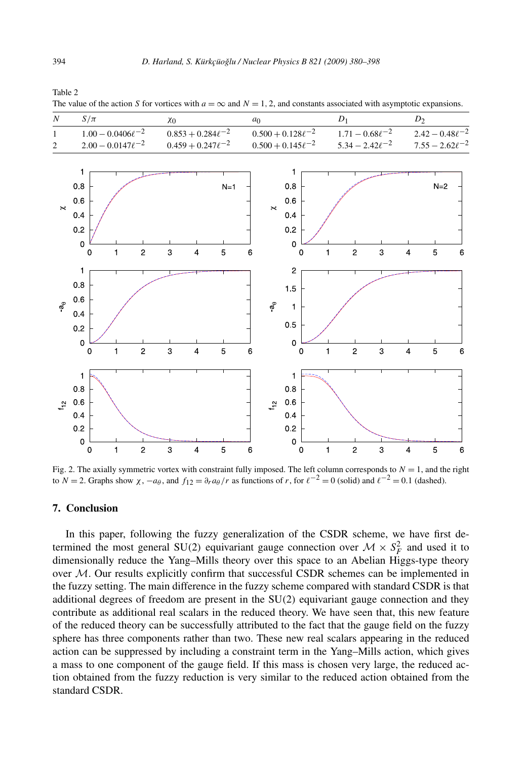Table 2
The value of the action $S$ for vortices with $a = \infty$ and $N = 1, 2$, and constants associated with asymptotic expansions.

| $N$ | $S/\pi$ | $\chi_0$ | $a_0$ | $D_1$ | $D_2$ |
|---|---|---|---|---|---|
| 1 | $1.00 - 0.0406\ell^{-2}$ | $0.853 + 0.284\ell^{-2}$ | $0.500 + 0.128\ell^{-2}$ | $1.71 - 0.68\ell^{-2}$ | $2.42 - 0.48\ell^{-2}$ |
| 2 | $2.00 - 0.0147\ell^{-2}$ | $0.459 + 0.247\ell^{-2}$ | $0.500 + 0.145\ell^{-2}$ | $5.34 - 2.42\ell^{-2}$ | $7.55 - 2.62\ell^{-2}$ |

Fig. 2. The axially symmetric vortex with constraint fully imposed. The left column corresponds to $N = 1$, and the right to $N = 2$. Graphs show $\chi$, $-a_\theta$, and $f_{12} = \partial_r a_\theta / r$ as functions of $r$, for $\ell^{-2} = 0$ (solid) and $\ell^{-2} = 0.1$ (dashed).

## 7. Conclusion

In this paper, following the fuzzy generalization of the CSDR scheme, we have first determined the most general SU(2) equivariant gauge connection over $\mathcal{M} \times S_F^2$ and used it to dimensionally reduce the Yang–Mills theory over this space to an Abelian Higgs-type theory over $\mathcal{M}$. Our results explicitly confirm that successful CSDR schemes can be implemented in the fuzzy setting. The main difference in the fuzzy scheme compared with standard CSDR is that additional degrees of freedom are present in the SU(2) equivariant gauge connection and they contribute as additional real scalars in the reduced theory. We have seen that, this new feature of the reduced theory can be successfully attributed to the fact that the gauge field on the fuzzy sphere has three components rather than two. These new real scalars appearing in the reduced action can be suppressed by including a constraint term in the Yang–Mills action, which gives a mass to one component of the gauge field. If this mass is chosen very large, the reduced action obtained from the fuzzy reduction is very similar to the reduced action obtained from the standard CSDR.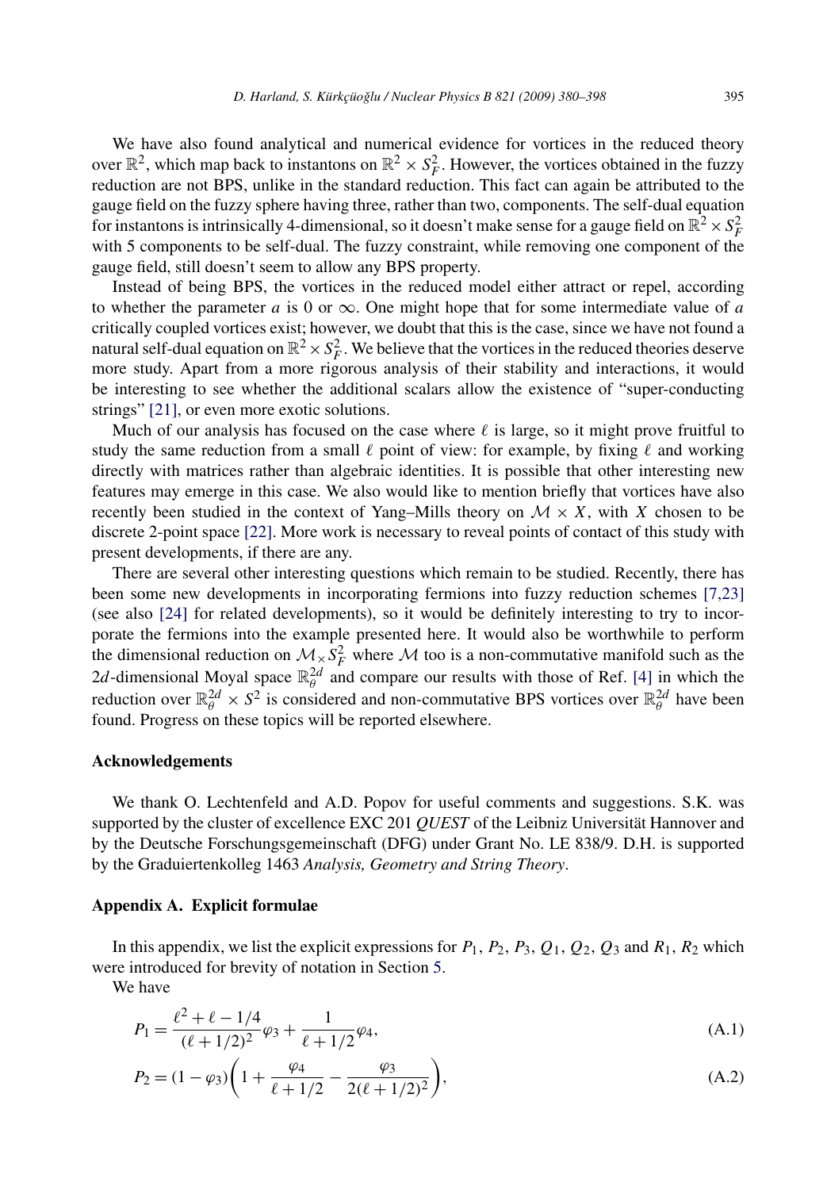We have also found analytical and numerical evidence for vortices in the reduced theory over $\mathbb{R}^2$, which map back to instantons on $\mathbb{R}^2 \times S_F^2$. However, the vortices obtained in the fuzzy reduction are not BPS, unlike in the standard reduction. This fact can again be attributed to the gauge field on the fuzzy sphere having three, rather than two, components. The self-dual equation for instantons is intrinsically 4-dimensional, so it doesn't make sense for a gauge field on $\mathbb{R}^2 \times S_F^2$ with 5 components to be self-dual. The fuzzy constraint, while removing one component of the gauge field, still doesn't seem to allow any BPS property.

Instead of being BPS, the vortices in the reduced model either attract or repel, according to whether the parameter $a$ is 0 or $\infty$. One might hope that for some intermediate value of $a$ critically coupled vortices exist; however, we doubt that this is the case, since we have not found a natural self-dual equation on $\mathbb{R}^2 \times S_F^2$. We believe that the vortices in the reduced theories deserve more study. Apart from a more rigorous analysis of their stability and interactions, it would be interesting to see whether the additional scalars allow the existence of "super-conducting strings" [21], or even more exotic solutions.

Much of our analysis has focused on the case where $\ell$ is large, so it might prove fruitful to study the same reduction from a small $\ell$ point of view: for example, by fixing $\ell$ and working directly with matrices rather than algebraic identities. It is possible that other interesting new features may emerge in this case. We also would like to mention briefly that vortices have also recently been studied in the context of Yang–Mills theory on $\mathcal{M} \times X$, with $X$ chosen to be discrete 2-point space [22]. More work is necessary to reveal points of contact of this study with present developments, if there are any.

There are several other interesting questions which remain to be studied. Recently, there has been some new developments in incorporating fermions into fuzzy reduction schemes [7,23] (see also [24] for related developments), so it would be definitely interesting to try to incorporate the fermions into the example presented here. It would also be worthwhile to perform the dimensional reduction on $\mathcal{M} \times S_F^2$ where $\mathcal{M}$ too is a non-commutative manifold such as the $2d$-dimensional Moyal space $\mathbb{R}_\theta^{2d}$ and compare our results with those of Ref. [4] in which the reduction over $\mathbb{R}_\theta^{2d} \times S^2$ is considered and non-commutative BPS vortices over $\mathbb{R}_\theta^{2d}$ have been found. Progress on these topics will be reported elsewhere.

## Acknowledgements

We thank O. Lechtenfeld and A.D. Popov for useful comments and suggestions. S.K. was supported by the cluster of excellence EXC 201 *QUEST* of the Leibniz Universität Hannover and by the Deutsche Forschungsgemeinschaft (DFG) under Grant No. LE 838/9. D.H. is supported by the Graduiertenkolleg 1463 *Analysis, Geometry and String Theory*.

## Appendix A. Explicit formulae

In this appendix, we list the explicit expressions for $P_1$, $P_2$, $P_3$, $Q_1$, $Q_2$, $Q_3$ and $R_1$, $R_2$ which were introduced for brevity of notation in Section 5.

We have

$$P_1 = \frac{\ell^2 + \ell - 1/4}{(\ell + 1/2)^2}\varphi_3 + \frac{1}{\ell + 1/2}\varphi_4, \tag{A.1}$$

$$P_2 = (1 - \varphi_3)\left(1 + \frac{\varphi_4}{\ell + 1/2} - \frac{\varphi_3}{2(\ell + 1/2)^2}\right), \tag{A.2}$$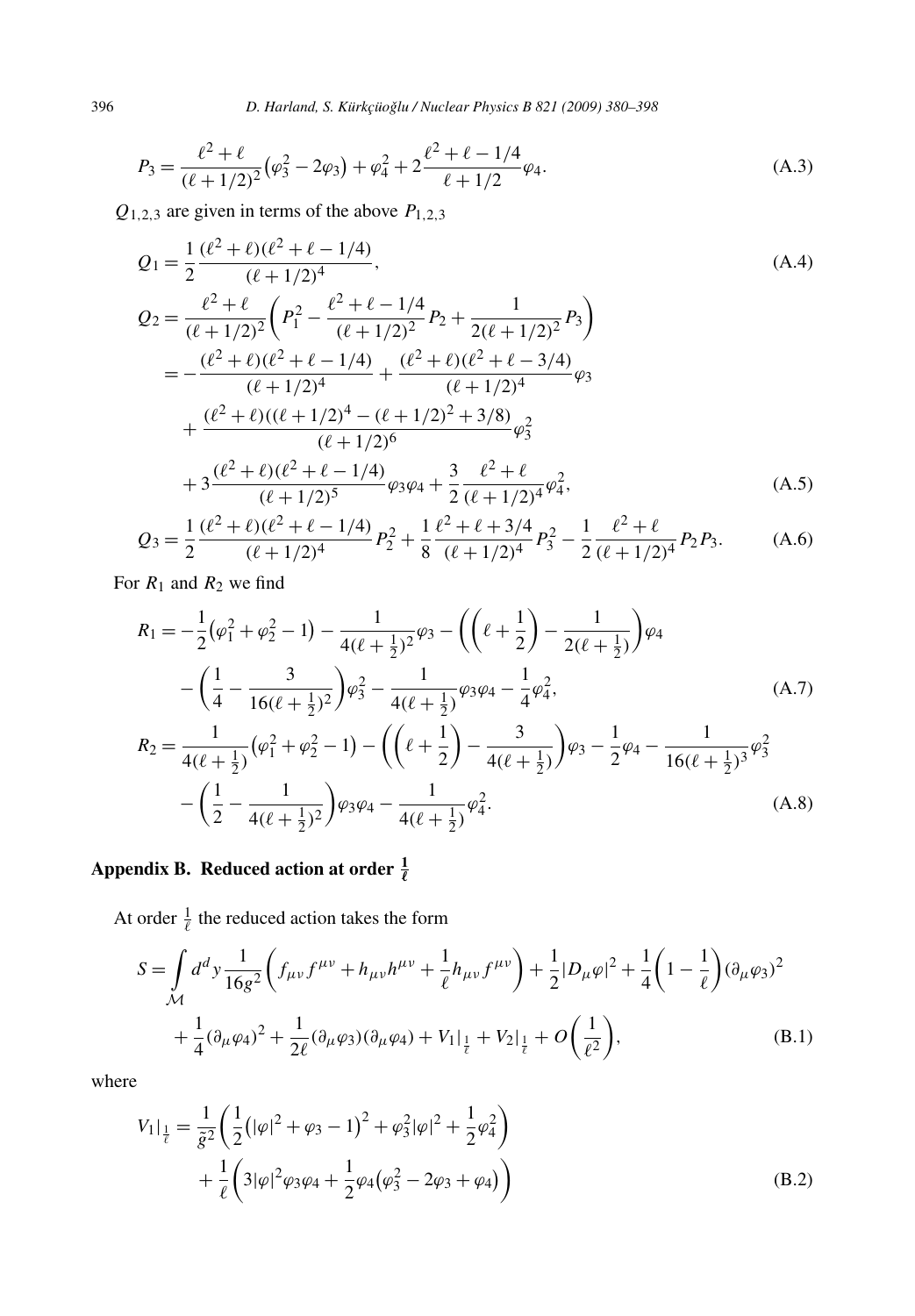$$P_3 = \frac{\ell^2+\ell}{(\ell+1/2)^2}\left(\varphi_3^2 - 2\varphi_3\right) + \varphi_4^2 + 2\frac{\ell^2+\ell-1/4}{\ell+1/2}\varphi_4. \tag{A.3}$$

$Q_{1,2,3}$ are given in terms of the above $P_{1,2,3}$

$$Q_1 = \frac{1}{2}\frac{(\ell^2+\ell)(\ell^2+\ell-1/4)}{(\ell+1/2)^4}, \tag{A.4}$$

$$\begin{aligned}
Q_2 &= \frac{\ell^2+\ell}{(\ell+1/2)^2}\left(P_1^2 - \frac{\ell^2+\ell-1/4}{(\ell+1/2)^2}P_2 + \frac{1}{2(\ell+1/2)^2}P_3\right) \\
&= -\frac{(\ell^2+\ell)(\ell^2+\ell-1/4)}{(\ell+1/2)^4} + \frac{(\ell^2+\ell)(\ell^2+\ell-3/4)}{(\ell+1/2)^4}\varphi_3 \\
&\quad + \frac{(\ell^2+\ell)((\ell+1/2)^4 - (\ell+1/2)^2 + 3/8)}{(\ell+1/2)^6}\varphi_3^2 \\
&\quad + 3\frac{(\ell^2+\ell)(\ell^2+\ell-1/4)}{(\ell+1/2)^5}\varphi_3\varphi_4 + \frac{3}{2}\frac{\ell^2+\ell}{(\ell+1/2)^4}\varphi_4^2,
\end{aligned} \tag{A.5}$$

$$Q_3 = \frac{1}{2}\frac{(\ell^2+\ell)(\ell^2+\ell-1/4)}{(\ell+1/2)^4}P_2^2 + \frac{1}{8}\frac{\ell^2+\ell+3/4}{(\ell+1/2)^4}P_3^2 - \frac{1}{2}\frac{\ell^2+\ell}{(\ell+1/2)^4}P_2P_3. \tag{A.6}$$

For $R_1$ and $R_2$ we find

$$\begin{aligned}
R_1 &= -\frac{1}{2}\left(\varphi_1^2+\varphi_2^2-1\right) - \frac{1}{4(\ell+\frac{1}{2})^2}\varphi_3 - \left(\left(\ell+\frac{1}{2}\right) - \frac{1}{2(\ell+\frac{1}{2})}\right)\varphi_4 \\
&\quad - \left(\frac{1}{4} - \frac{3}{16(\ell+\frac{1}{2})^2}\right)\varphi_3^2 - \frac{1}{4(\ell+\frac{1}{2})}\varphi_3\varphi_4 - \frac{1}{4}\varphi_4^2,
\end{aligned} \tag{A.7}$$

$$\begin{aligned}
R_2 &= \frac{1}{4(\ell+\frac{1}{2})}\left(\varphi_1^2+\varphi_2^2-1\right) - \left(\left(\ell+\frac{1}{2}\right) - \frac{3}{4(\ell+\frac{1}{2})}\right)\varphi_3 - \frac{1}{2}\varphi_4 - \frac{1}{16(\ell+\frac{1}{2})^3}\varphi_3^2 \\
&\quad - \left(\frac{1}{2} - \frac{1}{4(\ell+\frac{1}{2})^2}\right)\varphi_3\varphi_4 - \frac{1}{4(\ell+\frac{1}{2})}\varphi_4^2.
\end{aligned} \tag{A.8}$$

## Appendix B. Reduced action at order $\frac{1}{\ell}$

At order $\frac{1}{\ell}$ the reduced action takes the form

$$\begin{aligned}
S = \int\limits_{\mathcal{M}} d^d y \frac{1}{16g^2}&\left(f_{\mu\nu}f^{\mu\nu} + h_{\mu\nu}h^{\mu\nu} + \frac{1}{\ell}h_{\mu\nu}f^{\mu\nu}\right) + \frac{1}{2}|D_\mu\varphi|^2 + \frac{1}{4}\left(1-\frac{1}{\ell}\right)(\partial_\mu\varphi_3)^2 \\
&+ \frac{1}{4}(\partial_\mu\varphi_4)^2 + \frac{1}{2\ell}(\partial_\mu\varphi_3)(\partial_\mu\varphi_4) + V_1|_{\frac{1}{\ell}} + V_2|_{\frac{1}{\ell}} + O\left(\frac{1}{\ell^2}\right),
\end{aligned} \tag{B.1}$$

where

$$\begin{aligned}
V_1|_{\frac{1}{\ell}} &= \frac{1}{\tilde{g}^2}\left(\frac{1}{2}\left(|\varphi|^2+\varphi_3-1\right)^2 + \varphi_3^2|\varphi|^2 + \frac{1}{2}\varphi_4^2\right) \\
&\quad + \frac{1}{\ell}\left(3|\varphi|^2\varphi_3\varphi_4 + \frac{1}{2}\varphi_4\left(\varphi_3^2 - 2\varphi_3 + \varphi_4\right)\right)
\end{aligned} \tag{B.2}$$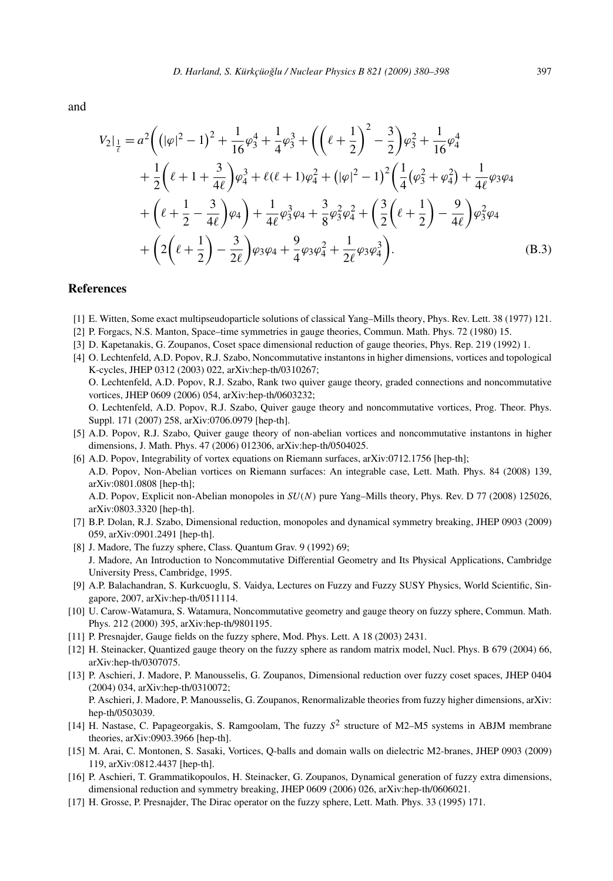and

$$
\begin{aligned}
V_2|_{\frac{1}{\ell}} = a^2 \bigg( & \left(|\varphi|^2 - 1\right)^2 + \frac{1}{16}\varphi_3^4 + \frac{1}{4}\varphi_3^3 + \left(\left(\ell + \frac{1}{2}\right)^2 - \frac{3}{2}\right)\varphi_3^2 + \frac{1}{16}\varphi_4^4 \\
& + \frac{1}{2}\left(\ell + 1 + \frac{3}{4\ell}\right)\varphi_4^3 + \ell(\ell+1)\varphi_4^2 + \left(|\varphi|^2 - 1\right)^2 \left(\frac{1}{4}\left(\varphi_3^2 + \varphi_4^2\right) + \frac{1}{4\ell}\varphi_3\varphi_4 \right. \\
& \left. + \left(\ell + \frac{1}{2} - \frac{3}{4\ell}\right)\varphi_4\right) + \frac{1}{4\ell}\varphi_3^3\varphi_4 + \frac{3}{8}\varphi_3^2\varphi_4^2 + \left(\frac{3}{2}\left(\ell + \frac{1}{2}\right) - \frac{9}{4\ell}\right)\varphi_3^2\varphi_4 \\
& + \left(2\left(\ell + \frac{1}{2}\right) - \frac{3}{2\ell}\right)\varphi_3\varphi_4 + \frac{9}{4}\varphi_3\varphi_4^2 + \frac{1}{2\ell}\varphi_3\varphi_4^3 \bigg).
\end{aligned}
\tag{B.3}
$$

## References

[1] E. Witten, Some exact multipseudoparticle solutions of classical Yang–Mills theory, Phys. Rev. Lett. 38 (1977) 121.

[2] P. Forgacs, N.S. Manton, Space–time symmetries in gauge theories, Commun. Math. Phys. 72 (1980) 15.

[3] D. Kapetanakis, G. Zoupanos, Coset space dimensional reduction of gauge theories, Phys. Rep. 219 (1992) 1.

[4] O. Lechtenfeld, A.D. Popov, R.J. Szabo, Noncommutative instantons in higher dimensions, vortices and topological K-cycles, JHEP 0312 (2003) 022, arXiv:hep-th/0310267;
O. Lechtenfeld, A.D. Popov, R.J. Szabo, Rank two quiver gauge theory, graded connections and noncommutative vortices, JHEP 0609 (2006) 054, arXiv:hep-th/0603232;
O. Lechtenfeld, A.D. Popov, R.J. Szabo, Quiver gauge theory and noncommutative vortices, Prog. Theor. Phys. Suppl. 171 (2007) 258, arXiv:0706.0979 [hep-th].

[5] A.D. Popov, R.J. Szabo, Quiver gauge theory of non-abelian vortices and noncommutative instantons in higher dimensions, J. Math. Phys. 47 (2006) 012306, arXiv:hep-th/0504025.

[6] A.D. Popov, Integrability of vortex equations on Riemann surfaces, arXiv:0712.1756 [hep-th];
A.D. Popov, Non-Abelian vortices on Riemann surfaces: An integrable case, Lett. Math. Phys. 84 (2008) 139, arXiv:0801.0808 [hep-th];
A.D. Popov, Explicit non-Abelian monopoles in $SU(N)$ pure Yang–Mills theory, Phys. Rev. D 77 (2008) 125026, arXiv:0803.3320 [hep-th].

[7] B.P. Dolan, R.J. Szabo, Dimensional reduction, monopoles and dynamical symmetry breaking, JHEP 0903 (2009) 059, arXiv:0901.2491 [hep-th].

[8] J. Madore, The fuzzy sphere, Class. Quantum Grav. 9 (1992) 69;
J. Madore, An Introduction to Noncommutative Differential Geometry and Its Physical Applications, Cambridge University Press, Cambridge, 1995.

[9] A.P. Balachandran, S. Kurkcuoglu, S. Vaidya, Lectures on Fuzzy and Fuzzy SUSY Physics, World Scientific, Singapore, 2007, arXiv:hep-th/0511114.

[10] U. Carow-Watamura, S. Watamura, Noncommutative geometry and gauge theory on fuzzy sphere, Commun. Math. Phys. 212 (2000) 395, arXiv:hep-th/9801195.

[11] P. Presnajder, Gauge fields on the fuzzy sphere, Mod. Phys. Lett. A 18 (2003) 2431.

[12] H. Steinacker, Quantized gauge theory on the fuzzy sphere as random matrix model, Nucl. Phys. B 679 (2004) 66, arXiv:hep-th/0307075.

[13] P. Aschieri, J. Madore, P. Manousselis, G. Zoupanos, Dimensional reduction over fuzzy coset spaces, JHEP 0404 (2004) 034, arXiv:hep-th/0310072;
P. Aschieri, J. Madore, P. Manousselis, G. Zoupanos, Renormalizable theories from fuzzy higher dimensions, arXiv: hep-th/0503039.

[14] H. Nastase, C. Papageorgakis, S. Ramgoolam, The fuzzy $S^2$ structure of M2–M5 systems in ABJM membrane theories, arXiv:0903.3966 [hep-th].

[15] M. Arai, C. Montonen, S. Sasaki, Vortices, Q-balls and domain walls on dielectric M2-branes, JHEP 0903 (2009) 119, arXiv:0812.4437 [hep-th].

[16] P. Aschieri, T. Grammatikopoulos, H. Steinacker, G. Zoupanos, Dynamical generation of fuzzy extra dimensions, dimensional reduction and symmetry breaking, JHEP 0609 (2006) 026, arXiv:hep-th/0606021.

[17] H. Grosse, P. Presnajder, The Dirac operator on the fuzzy sphere, Lett. Math. Phys. 33 (1995) 171.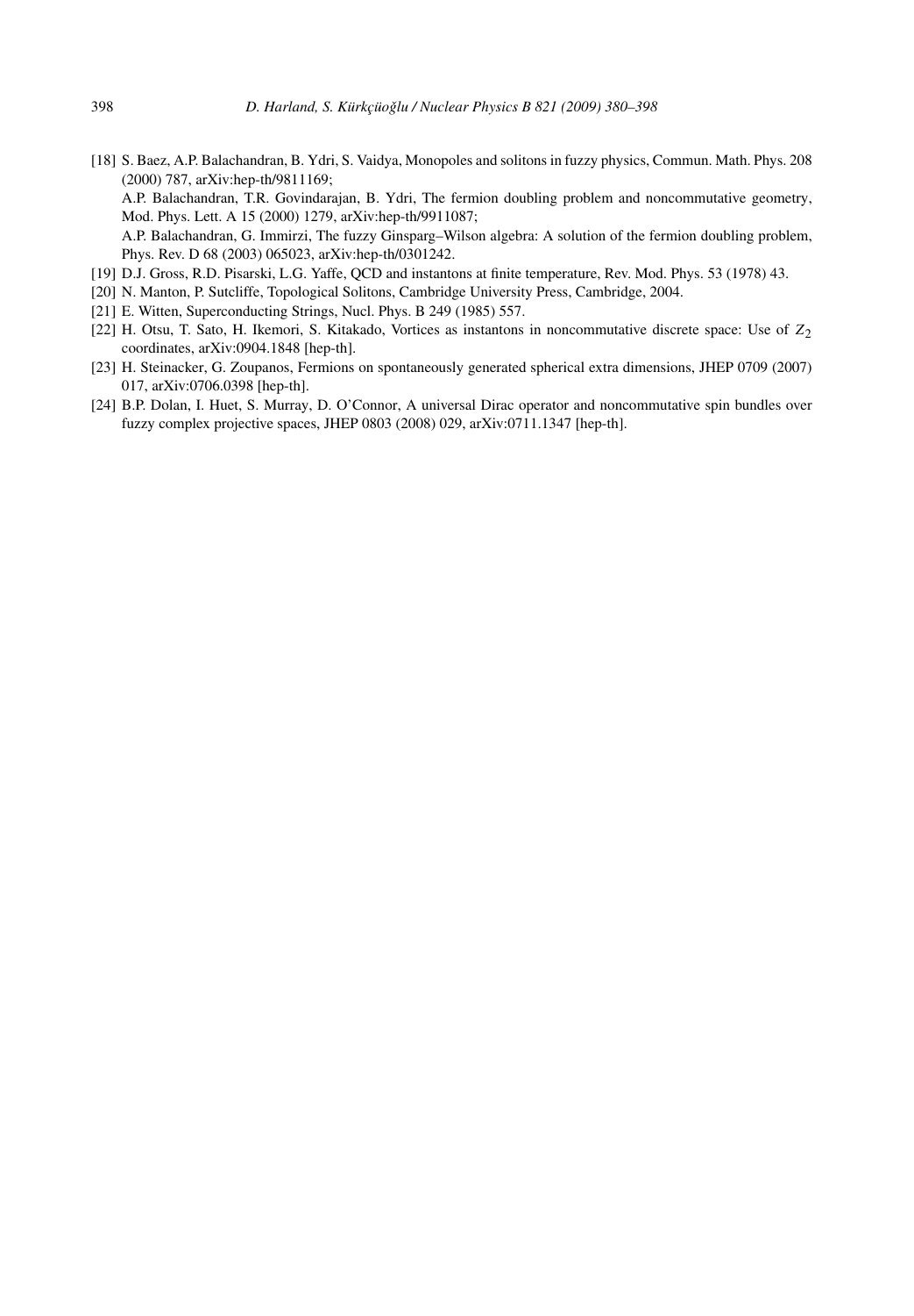[18] S. Baez, A.P. Balachandran, B. Ydri, S. Vaidya, Monopoles and solitons in fuzzy physics, Commun. Math. Phys. 208 (2000) 787, arXiv:hep-th/9811169;
A.P. Balachandran, T.R. Govindarajan, B. Ydri, The fermion doubling problem and noncommutative geometry, Mod. Phys. Lett. A 15 (2000) 1279, arXiv:hep-th/9911087;
A.P. Balachandran, G. Immirzi, The fuzzy Ginsparg–Wilson algebra: A solution of the fermion doubling problem, Phys. Rev. D 68 (2003) 065023, arXiv:hep-th/0301242.

[19] D.J. Gross, R.D. Pisarski, L.G. Yaffe, QCD and instantons at finite temperature, Rev. Mod. Phys. 53 (1978) 43.

[20] N. Manton, P. Sutcliffe, Topological Solitons, Cambridge University Press, Cambridge, 2004.

[21] E. Witten, Superconducting Strings, Nucl. Phys. B 249 (1985) 557.

[22] H. Otsu, T. Sato, H. Ikemori, S. Kitakado, Vortices as instantons in noncommutative discrete space: Use of $Z_2$ coordinates, arXiv:0904.1848 [hep-th].

[23] H. Steinacker, G. Zoupanos, Fermions on spontaneously generated spherical extra dimensions, JHEP 0709 (2007) 017, arXiv:0706.0398 [hep-th].

[24] B.P. Dolan, I. Huet, S. Murray, D. O'Connor, A universal Dirac operator and noncommutative spin bundles over fuzzy complex projective spaces, JHEP 0803 (2008) 029, arXiv:0711.1347 [hep-th].